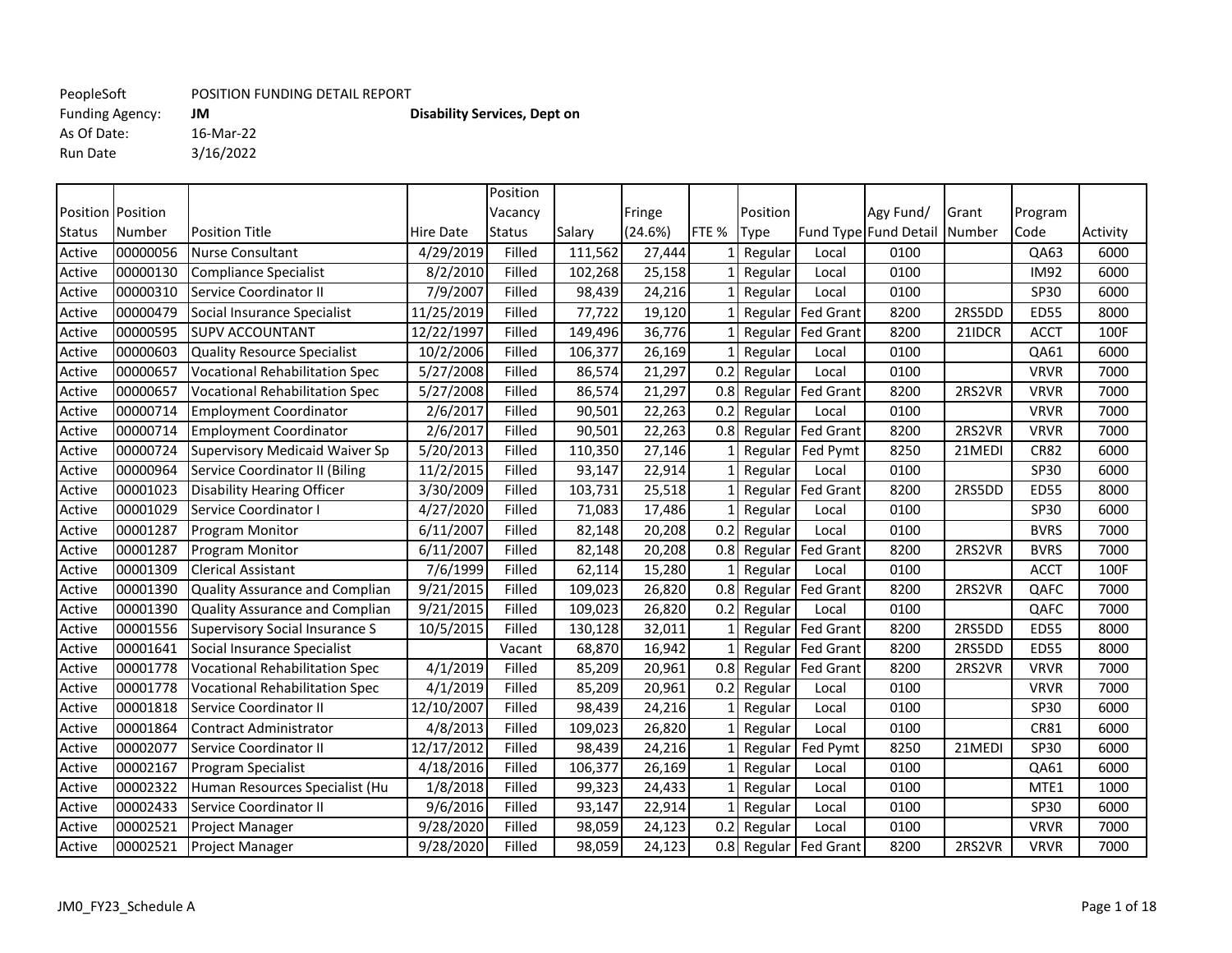PeopleSoft POSITION FUNDING DETAIL REPORT
Funding Agency: **JM** **Disability Services, Dept on**
As Of Date: 16-Mar-22
Run Date 3/16/2022

| Position Status | Position Number | Position Title | Hire Date | Position Vacancy Status | Salary | Fringe (24.6%) | FTE % | Position Type | Fund Type | Agy Fund/ Fund Detail | Grant Number | Program Code | Activity |
|---|---|---|---|---|---|---|---|---|---|---|---|---|---|
| Active | 00000056 | Nurse Consultant | 4/29/2019 | Filled | 111,562 | 27,444 | 1 | Regular | Local | 0100 | | QA63 | 6000 |
| Active | 00000130 | Compliance Specialist | 8/2/2010 | Filled | 102,268 | 25,158 | 1 | Regular | Local | 0100 | | IM92 | 6000 |
| Active | 00000310 | Service Coordinator II | 7/9/2007 | Filled | 98,439 | 24,216 | 1 | Regular | Local | 0100 | | SP30 | 6000 |
| Active | 00000479 | Social Insurance Specialist | 11/25/2019 | Filled | 77,722 | 19,120 | 1 | Regular | Fed Grant | 8200 | 2RS5DD | ED55 | 8000 |
| Active | 00000595 | SUPV ACCOUNTANT | 12/22/1997 | Filled | 149,496 | 36,776 | 1 | Regular | Fed Grant | 8200 | 21IDCR | ACCT | 100F |
| Active | 00000603 | Quality Resource Specialist | 10/2/2006 | Filled | 106,377 | 26,169 | 1 | Regular | Local | 0100 | | QA61 | 6000 |
| Active | 00000657 | Vocational Rehabilitation Spec | 5/27/2008 | Filled | 86,574 | 21,297 | 0.2 | Regular | Local | 0100 | | VRVR | 7000 |
| Active | 00000657 | Vocational Rehabilitation Spec | 5/27/2008 | Filled | 86,574 | 21,297 | 0.8 | Regular | Fed Grant | 8200 | 2RS2VR | VRVR | 7000 |
| Active | 00000714 | Employment Coordinator | 2/6/2017 | Filled | 90,501 | 22,263 | 0.2 | Regular | Local | 0100 | | VRVR | 7000 |
| Active | 00000714 | Employment Coordinator | 2/6/2017 | Filled | 90,501 | 22,263 | 0.8 | Regular | Fed Grant | 8200 | 2RS2VR | VRVR | 7000 |
| Active | 00000724 | Supervisory Medicaid Waiver Sp | 5/20/2013 | Filled | 110,350 | 27,146 | 1 | Regular | Fed Pymt | 8250 | 21MEDI | CR82 | 6000 |
| Active | 00000964 | Service Coordinator II (Biling | 11/2/2015 | Filled | 93,147 | 22,914 | 1 | Regular | Local | 0100 | | SP30 | 6000 |
| Active | 00001023 | Disability Hearing Officer | 3/30/2009 | Filled | 103,731 | 25,518 | 1 | Regular | Fed Grant | 8200 | 2RS5DD | ED55 | 8000 |
| Active | 00001029 | Service Coordinator I | 4/27/2020 | Filled | 71,083 | 17,486 | 1 | Regular | Local | 0100 | | SP30 | 6000 |
| Active | 00001287 | Program Monitor | 6/11/2007 | Filled | 82,148 | 20,208 | 0.2 | Regular | Local | 0100 | | BVRS | 7000 |
| Active | 00001287 | Program Monitor | 6/11/2007 | Filled | 82,148 | 20,208 | 0.8 | Regular | Fed Grant | 8200 | 2RS2VR | BVRS | 7000 |
| Active | 00001309 | Clerical Assistant | 7/6/1999 | Filled | 62,114 | 15,280 | 1 | Regular | Local | 0100 | | ACCT | 100F |
| Active | 00001390 | Quality Assurance and Complian | 9/21/2015 | Filled | 109,023 | 26,820 | 0.8 | Regular | Fed Grant | 8200 | 2RS2VR | QAFC | 7000 |
| Active | 00001390 | Quality Assurance and Complian | 9/21/2015 | Filled | 109,023 | 26,820 | 0.2 | Regular | Local | 0100 | | QAFC | 7000 |
| Active | 00001556 | Supervisory Social Insurance S | 10/5/2015 | Filled | 130,128 | 32,011 | 1 | Regular | Fed Grant | 8200 | 2RS5DD | ED55 | 8000 |
| Active | 00001641 | Social Insurance Specialist | | Vacant | 68,870 | 16,942 | 1 | Regular | Fed Grant | 8200 | 2RS5DD | ED55 | 8000 |
| Active | 00001778 | Vocational Rehabilitation Spec | 4/1/2019 | Filled | 85,209 | 20,961 | 0.8 | Regular | Fed Grant | 8200 | 2RS2VR | VRVR | 7000 |
| Active | 00001778 | Vocational Rehabilitation Spec | 4/1/2019 | Filled | 85,209 | 20,961 | 0.2 | Regular | Local | 0100 | | VRVR | 7000 |
| Active | 00001818 | Service Coordinator II | 12/10/2007 | Filled | 98,439 | 24,216 | 1 | Regular | Local | 0100 | | SP30 | 6000 |
| Active | 00001864 | Contract Administrator | 4/8/2013 | Filled | 109,023 | 26,820 | 1 | Regular | Local | 0100 | | CR81 | 6000 |
| Active | 00002077 | Service Coordinator II | 12/17/2012 | Filled | 98,439 | 24,216 | 1 | Regular | Fed Pymt | 8250 | 21MEDI | SP30 | 6000 |
| Active | 00002167 | Program Specialist | 4/18/2016 | Filled | 106,377 | 26,169 | 1 | Regular | Local | 0100 | | QA61 | 6000 |
| Active | 00002322 | Human Resources Specialist (Hu | 1/8/2018 | Filled | 99,323 | 24,433 | 1 | Regular | Local | 0100 | | MTE1 | 1000 |
| Active | 00002433 | Service Coordinator II | 9/6/2016 | Filled | 93,147 | 22,914 | 1 | Regular | Local | 0100 | | SP30 | 6000 |
| Active | 00002521 | Project Manager | 9/28/2020 | Filled | 98,059 | 24,123 | 0.2 | Regular | Local | 0100 | | VRVR | 7000 |
| Active | 00002521 | Project Manager | 9/28/2020 | Filled | 98,059 | 24,123 | 0.8 | Regular | Fed Grant | 8200 | 2RS2VR | VRVR | 7000 |

JM0_FY23_Schedule A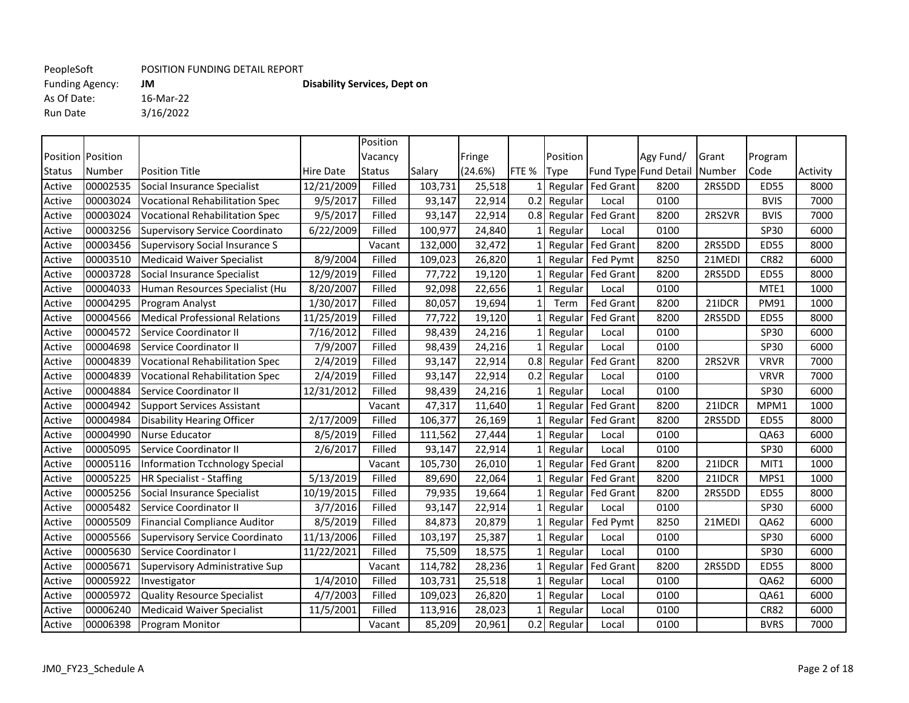PeopleSoft POSITION FUNDING DETAIL REPORT

Funding Agency: **JM** **Disability Services, Dept on**

As Of Date: 16-Mar-22

Run Date 3/16/2022

| Position Status | Position Number | Position Title | Hire Date | Position Vacancy Status | Salary | Fringe (24.6%) | FTE % | Position Type | Fund Type | Agy Fund/ Fund Detail | Grant Number | Program Code | Activity |
|---|---|---|---|---|---|---|---|---|---|---|---|---|---|
| Active | 00002535 | Social Insurance Specialist | 12/21/2009 | Filled | 103,731 | 25,518 | 1 | Regular | Fed Grant | 8200 | 2RS5DD | ED55 | 8000 |
| Active | 00003024 | Vocational Rehabilitation Spec | 9/5/2017 | Filled | 93,147 | 22,914 | 0.2 | Regular | Local | 0100 | | BVIS | 7000 |
| Active | 00003024 | Vocational Rehabilitation Spec | 9/5/2017 | Filled | 93,147 | 22,914 | 0.8 | Regular | Fed Grant | 8200 | 2RS2VR | BVIS | 7000 |
| Active | 00003256 | Supervisory Service Coordinato | 6/22/2009 | Filled | 100,977 | 24,840 | 1 | Regular | Local | 0100 | | SP30 | 6000 |
| Active | 00003456 | Supervisory Social Insurance S | | Vacant | 132,000 | 32,472 | 1 | Regular | Fed Grant | 8200 | 2RS5DD | ED55 | 8000 |
| Active | 00003510 | Medicaid Waiver Specialist | 8/9/2004 | Filled | 109,023 | 26,820 | 1 | Regular | Fed Pymt | 8250 | 21MEDI | CR82 | 6000 |
| Active | 00003728 | Social Insurance Specialist | 12/9/2019 | Filled | 77,722 | 19,120 | 1 | Regular | Fed Grant | 8200 | 2RS5DD | ED55 | 8000 |
| Active | 00004033 | Human Resources Specialist (Hu | 8/20/2007 | Filled | 92,098 | 22,656 | 1 | Regular | Local | 0100 | | MTE1 | 1000 |
| Active | 00004295 | Program Analyst | 1/30/2017 | Filled | 80,057 | 19,694 | 1 | Term | Fed Grant | 8200 | 21IDCR | PM91 | 1000 |
| Active | 00004566 | Medical Professional Relations | 11/25/2019 | Filled | 77,722 | 19,120 | 1 | Regular | Fed Grant | 8200 | 2RS5DD | ED55 | 8000 |
| Active | 00004572 | Service Coordinator II | 7/16/2012 | Filled | 98,439 | 24,216 | 1 | Regular | Local | 0100 | | SP30 | 6000 |
| Active | 00004698 | Service Coordinator II | 7/9/2007 | Filled | 98,439 | 24,216 | 1 | Regular | Local | 0100 | | SP30 | 6000 |
| Active | 00004839 | Vocational Rehabilitation Spec | 2/4/2019 | Filled | 93,147 | 22,914 | 0.8 | Regular | Fed Grant | 8200 | 2RS2VR | VRVR | 7000 |
| Active | 00004839 | Vocational Rehabilitation Spec | 2/4/2019 | Filled | 93,147 | 22,914 | 0.2 | Regular | Local | 0100 | | VRVR | 7000 |
| Active | 00004884 | Service Coordinator II | 12/31/2012 | Filled | 98,439 | 24,216 | 1 | Regular | Local | 0100 | | SP30 | 6000 |
| Active | 00004942 | Support Services Assistant | | Vacant | 47,317 | 11,640 | 1 | Regular | Fed Grant | 8200 | 21IDCR | MPM1 | 1000 |
| Active | 00004984 | Disability Hearing Officer | 2/17/2009 | Filled | 106,377 | 26,169 | 1 | Regular | Fed Grant | 8200 | 2RS5DD | ED55 | 8000 |
| Active | 00004990 | Nurse Educator | 8/5/2019 | Filled | 111,562 | 27,444 | 1 | Regular | Local | 0100 | | QA63 | 6000 |
| Active | 00005095 | Service Coordinator II | 2/6/2017 | Filled | 93,147 | 22,914 | 1 | Regular | Local | 0100 | | SP30 | 6000 |
| Active | 00005116 | Information Tcchnology Special | | Vacant | 105,730 | 26,010 | 1 | Regular | Fed Grant | 8200 | 21IDCR | MIT1 | 1000 |
| Active | 00005225 | HR Specialist - Staffing | 5/13/2019 | Filled | 89,690 | 22,064 | 1 | Regular | Fed Grant | 8200 | 21IDCR | MPS1 | 1000 |
| Active | 00005256 | Social Insurance Specialist | 10/19/2015 | Filled | 79,935 | 19,664 | 1 | Regular | Fed Grant | 8200 | 2RS5DD | ED55 | 8000 |
| Active | 00005482 | Service Coordinator II | 3/7/2016 | Filled | 93,147 | 22,914 | 1 | Regular | Local | 0100 | | SP30 | 6000 |
| Active | 00005509 | Financial Compliance Auditor | 8/5/2019 | Filled | 84,873 | 20,879 | 1 | Regular | Fed Pymt | 8250 | 21MEDI | QA62 | 6000 |
| Active | 00005566 | Supervisory Service Coordinato | 11/13/2006 | Filled | 103,197 | 25,387 | 1 | Regular | Local | 0100 | | SP30 | 6000 |
| Active | 00005630 | Service Coordinator I | 11/22/2021 | Filled | 75,509 | 18,575 | 1 | Regular | Local | 0100 | | SP30 | 6000 |
| Active | 00005671 | Supervisory Administrative Sup | | Vacant | 114,782 | 28,236 | 1 | Regular | Fed Grant | 8200 | 2RS5DD | ED55 | 8000 |
| Active | 00005922 | Investigator | 1/4/2010 | Filled | 103,731 | 25,518 | 1 | Regular | Local | 0100 | | QA62 | 6000 |
| Active | 00005972 | Quality Resource Specialist | 4/7/2003 | Filled | 109,023 | 26,820 | 1 | Regular | Local | 0100 | | QA61 | 6000 |
| Active | 00006240 | Medicaid Waiver Specialist | 11/5/2001 | Filled | 113,916 | 28,023 | 1 | Regular | Local | 0100 | | CR82 | 6000 |
| Active | 00006398 | Program Monitor | | Vacant | 85,209 | 20,961 | 0.2 | Regular | Local | 0100 | | BVRS | 7000 |

JM0_FY23_Schedule A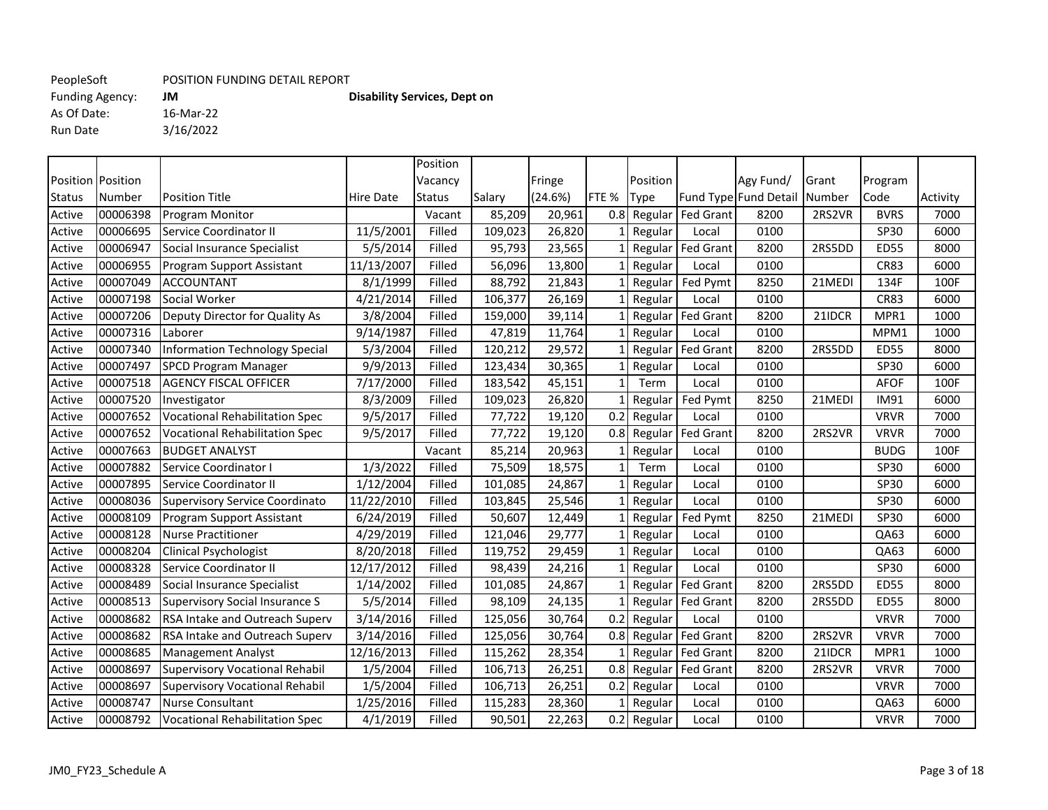PeopleSoft POSITION FUNDING DETAIL REPORT
Funding Agency: **JM** **Disability Services, Dept on**
As Of Date: 16-Mar-22
Run Date 3/16/2022

| Position Status | Position Number | Position Title | Hire Date | Position Vacancy Status | Salary | Fringe (24.6%) | FTE % | Position Type | Fund Type | Agy Fund/ Fund Detail | Grant Number | Program Code | Activity |
|---|---|---|---|---|---|---|---|---|---|---|---|---|---|
| Active | 00006398 | Program Monitor | | Vacant | 85,209 | 20,961 | 0.8 | Regular | Fed Grant | 8200 | 2RS2VR | BVRS | 7000 |
| Active | 00006695 | Service Coordinator II | 11/5/2001 | Filled | 109,023 | 26,820 | 1 | Regular | Local | 0100 | | SP30 | 6000 |
| Active | 00006947 | Social Insurance Specialist | 5/5/2014 | Filled | 95,793 | 23,565 | 1 | Regular | Fed Grant | 8200 | 2RS5DD | ED55 | 8000 |
| Active | 00006955 | Program Support Assistant | 11/13/2007 | Filled | 56,096 | 13,800 | 1 | Regular | Local | 0100 | | CR83 | 6000 |
| Active | 00007049 | ACCOUNTANT | 8/1/1999 | Filled | 88,792 | 21,843 | 1 | Regular | Fed Pymt | 8250 | 21MEDI | 134F | 100F |
| Active | 00007198 | Social Worker | 4/21/2014 | Filled | 106,377 | 26,169 | 1 | Regular | Local | 0100 | | CR83 | 6000 |
| Active | 00007206 | Deputy Director for Quality As | 3/8/2004 | Filled | 159,000 | 39,114 | 1 | Regular | Fed Grant | 8200 | 21IDCR | MPR1 | 1000 |
| Active | 00007316 | Laborer | 9/14/1987 | Filled | 47,819 | 11,764 | 1 | Regular | Local | 0100 | | MPM1 | 1000 |
| Active | 00007340 | Information Technology Special | 5/3/2004 | Filled | 120,212 | 29,572 | 1 | Regular | Fed Grant | 8200 | 2RS5DD | ED55 | 8000 |
| Active | 00007497 | SPCD Program Manager | 9/9/2013 | Filled | 123,434 | 30,365 | 1 | Regular | Local | 0100 | | SP30 | 6000 |
| Active | 00007518 | AGENCY FISCAL OFFICER | 7/17/2000 | Filled | 183,542 | 45,151 | 1 | Term | Local | 0100 | | AFOF | 100F |
| Active | 00007520 | Investigator | 8/3/2009 | Filled | 109,023 | 26,820 | 1 | Regular | Fed Pymt | 8250 | 21MEDI | IM91 | 6000 |
| Active | 00007652 | Vocational Rehabilitation Spec | 9/5/2017 | Filled | 77,722 | 19,120 | 0.2 | Regular | Local | 0100 | | VRVR | 7000 |
| Active | 00007652 | Vocational Rehabilitation Spec | 9/5/2017 | Filled | 77,722 | 19,120 | 0.8 | Regular | Fed Grant | 8200 | 2RS2VR | VRVR | 7000 |
| Active | 00007663 | BUDGET ANALYST | | Vacant | 85,214 | 20,963 | 1 | Regular | Local | 0100 | | BUDG | 100F |
| Active | 00007882 | Service Coordinator I | 1/3/2022 | Filled | 75,509 | 18,575 | 1 | Term | Local | 0100 | | SP30 | 6000 |
| Active | 00007895 | Service Coordinator II | 1/12/2004 | Filled | 101,085 | 24,867 | 1 | Regular | Local | 0100 | | SP30 | 6000 |
| Active | 00008036 | Supervisory Service Coordinato | 11/22/2010 | Filled | 103,845 | 25,546 | 1 | Regular | Local | 0100 | | SP30 | 6000 |
| Active | 00008109 | Program Support Assistant | 6/24/2019 | Filled | 50,607 | 12,449 | 1 | Regular | Fed Pymt | 8250 | 21MEDI | SP30 | 6000 |
| Active | 00008128 | Nurse Practitioner | 4/29/2019 | Filled | 121,046 | 29,777 | 1 | Regular | Local | 0100 | | QA63 | 6000 |
| Active | 00008204 | Clinical Psychologist | 8/20/2018 | Filled | 119,752 | 29,459 | 1 | Regular | Local | 0100 | | QA63 | 6000 |
| Active | 00008328 | Service Coordinator II | 12/17/2012 | Filled | 98,439 | 24,216 | 1 | Regular | Local | 0100 | | SP30 | 6000 |
| Active | 00008489 | Social Insurance Specialist | 1/14/2002 | Filled | 101,085 | 24,867 | 1 | Regular | Fed Grant | 8200 | 2RS5DD | ED55 | 8000 |
| Active | 00008513 | Supervisory Social Insurance S | 5/5/2014 | Filled | 98,109 | 24,135 | 1 | Regular | Fed Grant | 8200 | 2RS5DD | ED55 | 8000 |
| Active | 00008682 | RSA Intake and Outreach Superv | 3/14/2016 | Filled | 125,056 | 30,764 | 0.2 | Regular | Local | 0100 | | VRVR | 7000 |
| Active | 00008682 | RSA Intake and Outreach Superv | 3/14/2016 | Filled | 125,056 | 30,764 | 0.8 | Regular | Fed Grant | 8200 | 2RS2VR | VRVR | 7000 |
| Active | 00008685 | Management Analyst | 12/16/2013 | Filled | 115,262 | 28,354 | 1 | Regular | Fed Grant | 8200 | 21IDCR | MPR1 | 1000 |
| Active | 00008697 | Supervisory Vocational Rehabil | 1/5/2004 | Filled | 106,713 | 26,251 | 0.8 | Regular | Fed Grant | 8200 | 2RS2VR | VRVR | 7000 |
| Active | 00008697 | Supervisory Vocational Rehabil | 1/5/2004 | Filled | 106,713 | 26,251 | 0.2 | Regular | Local | 0100 | | VRVR | 7000 |
| Active | 00008747 | Nurse Consultant | 1/25/2016 | Filled | 115,283 | 28,360 | 1 | Regular | Local | 0100 | | QA63 | 6000 |
| Active | 00008792 | Vocational Rehabilitation Spec | 4/1/2019 | Filled | 90,501 | 22,263 | 0.2 | Regular | Local | 0100 | | VRVR | 7000 |

JM0_FY23_Schedule A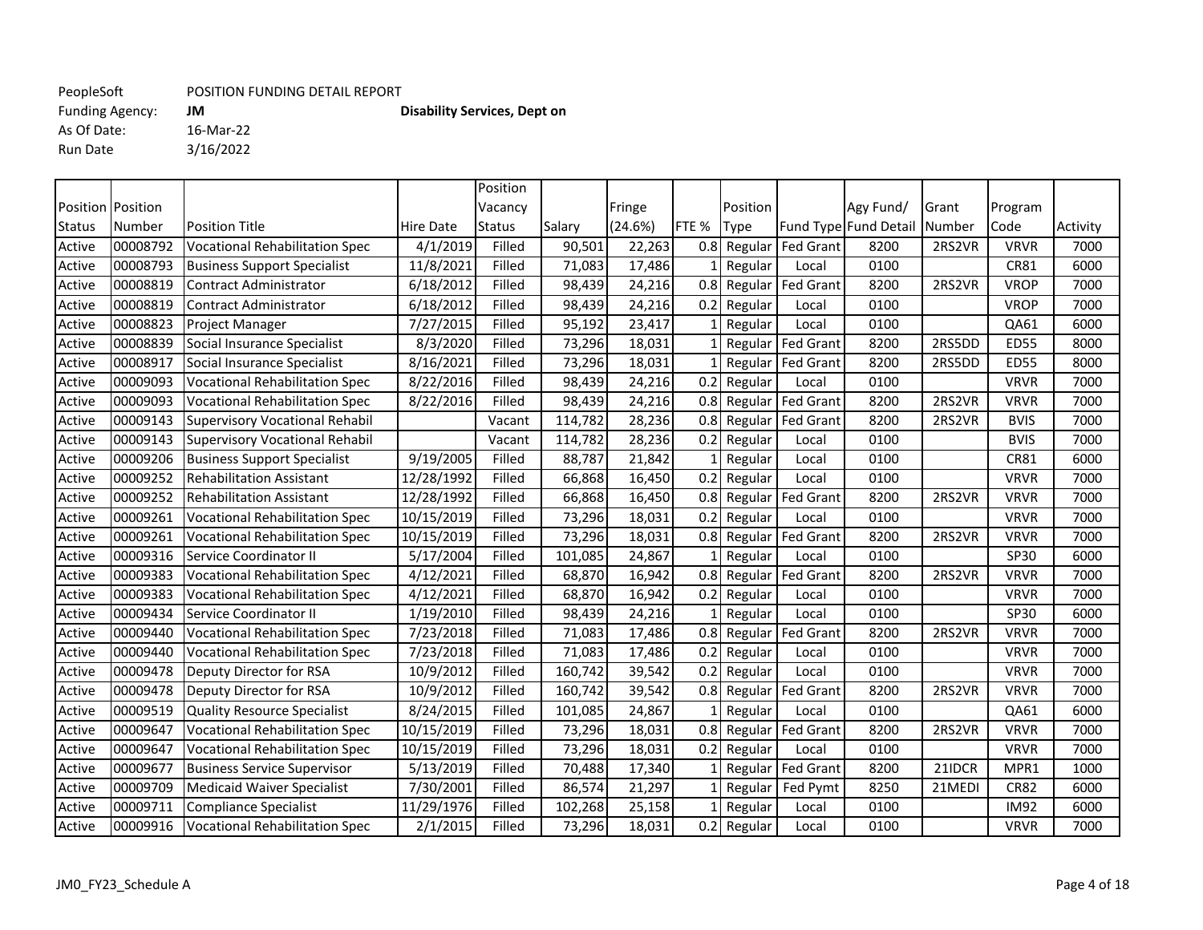PeopleSoft POSITION FUNDING DETAIL REPORT
Funding Agency: **JM** **Disability Services, Dept on**
As Of Date: 16-Mar-22
Run Date 3/16/2022

| Position Status | Position Number | Position Title | Hire Date | Position Vacancy Status | Salary | Fringe (24.6%) | FTE % | Position Type | Fund Type | Agy Fund/ Fund Detail | Grant Number | Program Code | Activity |
|---|---|---|---|---|---|---|---|---|---|---|---|---|---|
| Active | 00008792 | Vocational Rehabilitation Spec | 4/1/2019 | Filled | 90,501 | 22,263 | 0.8 | Regular | Fed Grant | 8200 | 2RS2VR | VRVR | 7000 |
| Active | 00008793 | Business Support Specialist | 11/8/2021 | Filled | 71,083 | 17,486 | 1 | Regular | Local | 0100 | | CR81 | 6000 |
| Active | 00008819 | Contract Administrator | 6/18/2012 | Filled | 98,439 | 24,216 | 0.8 | Regular | Fed Grant | 8200 | 2RS2VR | VROP | 7000 |
| Active | 00008819 | Contract Administrator | 6/18/2012 | Filled | 98,439 | 24,216 | 0.2 | Regular | Local | 0100 | | VROP | 7000 |
| Active | 00008823 | Project Manager | 7/27/2015 | Filled | 95,192 | 23,417 | 1 | Regular | Local | 0100 | | QA61 | 6000 |
| Active | 00008839 | Social Insurance Specialist | 8/3/2020 | Filled | 73,296 | 18,031 | 1 | Regular | Fed Grant | 8200 | 2RS5DD | ED55 | 8000 |
| Active | 00008917 | Social Insurance Specialist | 8/16/2021 | Filled | 73,296 | 18,031 | 1 | Regular | Fed Grant | 8200 | 2RS5DD | ED55 | 8000 |
| Active | 00009093 | Vocational Rehabilitation Spec | 8/22/2016 | Filled | 98,439 | 24,216 | 0.2 | Regular | Local | 0100 | | VRVR | 7000 |
| Active | 00009093 | Vocational Rehabilitation Spec | 8/22/2016 | Filled | 98,439 | 24,216 | 0.8 | Regular | Fed Grant | 8200 | 2RS2VR | VRVR | 7000 |
| Active | 00009143 | Supervisory Vocational Rehabil | | Vacant | 114,782 | 28,236 | 0.8 | Regular | Fed Grant | 8200 | 2RS2VR | BVIS | 7000 |
| Active | 00009143 | Supervisory Vocational Rehabil | | Vacant | 114,782 | 28,236 | 0.2 | Regular | Local | 0100 | | BVIS | 7000 |
| Active | 00009206 | Business Support Specialist | 9/19/2005 | Filled | 88,787 | 21,842 | 1 | Regular | Local | 0100 | | CR81 | 6000 |
| Active | 00009252 | Rehabilitation Assistant | 12/28/1992 | Filled | 66,868 | 16,450 | 0.2 | Regular | Local | 0100 | | VRVR | 7000 |
| Active | 00009252 | Rehabilitation Assistant | 12/28/1992 | Filled | 66,868 | 16,450 | 0.8 | Regular | Fed Grant | 8200 | 2RS2VR | VRVR | 7000 |
| Active | 00009261 | Vocational Rehabilitation Spec | 10/15/2019 | Filled | 73,296 | 18,031 | 0.2 | Regular | Local | 0100 | | VRVR | 7000 |
| Active | 00009261 | Vocational Rehabilitation Spec | 10/15/2019 | Filled | 73,296 | 18,031 | 0.8 | Regular | Fed Grant | 8200 | 2RS2VR | VRVR | 7000 |
| Active | 00009316 | Service Coordinator II | 5/17/2004 | Filled | 101,085 | 24,867 | 1 | Regular | Local | 0100 | | SP30 | 6000 |
| Active | 00009383 | Vocational Rehabilitation Spec | 4/12/2021 | Filled | 68,870 | 16,942 | 0.8 | Regular | Fed Grant | 8200 | 2RS2VR | VRVR | 7000 |
| Active | 00009383 | Vocational Rehabilitation Spec | 4/12/2021 | Filled | 68,870 | 16,942 | 0.2 | Regular | Local | 0100 | | VRVR | 7000 |
| Active | 00009434 | Service Coordinator II | 1/19/2010 | Filled | 98,439 | 24,216 | 1 | Regular | Local | 0100 | | SP30 | 6000 |
| Active | 00009440 | Vocational Rehabilitation Spec | 7/23/2018 | Filled | 71,083 | 17,486 | 0.8 | Regular | Fed Grant | 8200 | 2RS2VR | VRVR | 7000 |
| Active | 00009440 | Vocational Rehabilitation Spec | 7/23/2018 | Filled | 71,083 | 17,486 | 0.2 | Regular | Local | 0100 | | VRVR | 7000 |
| Active | 00009478 | Deputy Director for RSA | 10/9/2012 | Filled | 160,742 | 39,542 | 0.2 | Regular | Local | 0100 | | VRVR | 7000 |
| Active | 00009478 | Deputy Director for RSA | 10/9/2012 | Filled | 160,742 | 39,542 | 0.8 | Regular | Fed Grant | 8200 | 2RS2VR | VRVR | 7000 |
| Active | 00009519 | Quality Resource Specialist | 8/24/2015 | Filled | 101,085 | 24,867 | 1 | Regular | Local | 0100 | | QA61 | 6000 |
| Active | 00009647 | Vocational Rehabilitation Spec | 10/15/2019 | Filled | 73,296 | 18,031 | 0.8 | Regular | Fed Grant | 8200 | 2RS2VR | VRVR | 7000 |
| Active | 00009647 | Vocational Rehabilitation Spec | 10/15/2019 | Filled | 73,296 | 18,031 | 0.2 | Regular | Local | 0100 | | VRVR | 7000 |
| Active | 00009677 | Business Service Supervisor | 5/13/2019 | Filled | 70,488 | 17,340 | 1 | Regular | Fed Grant | 8200 | 21IDCR | MPR1 | 1000 |
| Active | 00009709 | Medicaid Waiver Specialist | 7/30/2001 | Filled | 86,574 | 21,297 | 1 | Regular | Fed Pymt | 8250 | 21MEDI | CR82 | 6000 |
| Active | 00009711 | Compliance Specialist | 11/29/1976 | Filled | 102,268 | 25,158 | 1 | Regular | Local | 0100 | | IM92 | 6000 |
| Active | 00009916 | Vocational Rehabilitation Spec | 2/1/2015 | Filled | 73,296 | 18,031 | 0.2 | Regular | Local | 0100 | | VRVR | 7000 |

JM0_FY23_Schedule A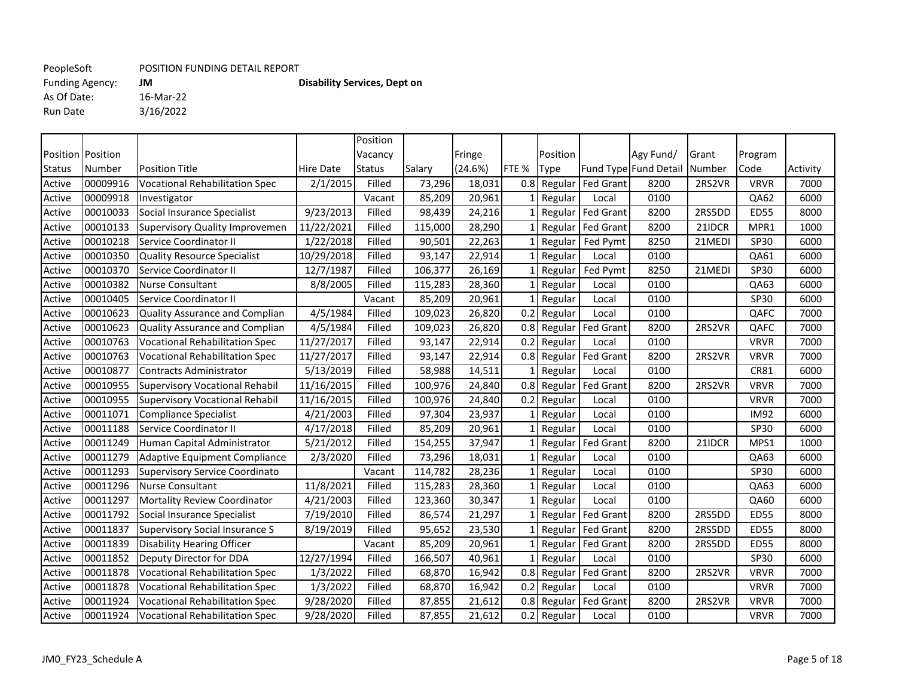PeopleSoft POSITION FUNDING DETAIL REPORT
Funding Agency: **JM** **Disability Services, Dept on**
As Of Date: 16-Mar-22
Run Date 3/16/2022

| Position Status | Position Number | Position Title | Hire Date | Position Vacancy Status | Salary | Fringe (24.6%) | FTE % | Position Type | Fund Type | Agy Fund/ Fund Detail | Grant Number | Program Code | Activity |
|---|---|---|---|---|---|---|---|---|---|---|---|---|---|
| Active | 00009916 | Vocational Rehabilitation Spec | 2/1/2015 | Filled | 73,296 | 18,031 | 0.8 | Regular | Fed Grant | 8200 | 2RS2VR | VRVR | 7000 |
| Active | 00009918 | Investigator | | Vacant | 85,209 | 20,961 | 1 | Regular | Local | 0100 | | QA62 | 6000 |
| Active | 00010033 | Social Insurance Specialist | 9/23/2013 | Filled | 98,439 | 24,216 | 1 | Regular | Fed Grant | 8200 | 2RS5DD | ED55 | 8000 |
| Active | 00010133 | Supervisory Quality Improvemen | 11/22/2021 | Filled | 115,000 | 28,290 | 1 | Regular | Fed Grant | 8200 | 21IDCR | MPR1 | 1000 |
| Active | 00010218 | Service Coordinator II | 1/22/2018 | Filled | 90,501 | 22,263 | 1 | Regular | Fed Pymt | 8250 | 21MEDI | SP30 | 6000 |
| Active | 00010350 | Quality Resource Specialist | 10/29/2018 | Filled | 93,147 | 22,914 | 1 | Regular | Local | 0100 | | QA61 | 6000 |
| Active | 00010370 | Service Coordinator II | 12/7/1987 | Filled | 106,377 | 26,169 | 1 | Regular | Fed Pymt | 8250 | 21MEDI | SP30 | 6000 |
| Active | 00010382 | Nurse Consultant | 8/8/2005 | Filled | 115,283 | 28,360 | 1 | Regular | Local | 0100 | | QA63 | 6000 |
| Active | 00010405 | Service Coordinator II | | Vacant | 85,209 | 20,961 | 1 | Regular | Local | 0100 | | SP30 | 6000 |
| Active | 00010623 | Quality Assurance and Complian | 4/5/1984 | Filled | 109,023 | 26,820 | 0.2 | Regular | Local | 0100 | | QAFC | 7000 |
| Active | 00010623 | Quality Assurance and Complian | 4/5/1984 | Filled | 109,023 | 26,820 | 0.8 | Regular | Fed Grant | 8200 | 2RS2VR | QAFC | 7000 |
| Active | 00010763 | Vocational Rehabilitation Spec | 11/27/2017 | Filled | 93,147 | 22,914 | 0.2 | Regular | Local | 0100 | | VRVR | 7000 |
| Active | 00010763 | Vocational Rehabilitation Spec | 11/27/2017 | Filled | 93,147 | 22,914 | 0.8 | Regular | Fed Grant | 8200 | 2RS2VR | VRVR | 7000 |
| Active | 00010877 | Contracts Administrator | 5/13/2019 | Filled | 58,988 | 14,511 | 1 | Regular | Local | 0100 | | CR81 | 6000 |
| Active | 00010955 | Supervisory Vocational Rehabil | 11/16/2015 | Filled | 100,976 | 24,840 | 0.8 | Regular | Fed Grant | 8200 | 2RS2VR | VRVR | 7000 |
| Active | 00010955 | Supervisory Vocational Rehabil | 11/16/2015 | Filled | 100,976 | 24,840 | 0.2 | Regular | Local | 0100 | | VRVR | 7000 |
| Active | 00011071 | Compliance Specialist | 4/21/2003 | Filled | 97,304 | 23,937 | 1 | Regular | Local | 0100 | | IM92 | 6000 |
| Active | 00011188 | Service Coordinator II | 4/17/2018 | Filled | 85,209 | 20,961 | 1 | Regular | Local | 0100 | | SP30 | 6000 |
| Active | 00011249 | Human Capital Administrator | 5/21/2012 | Filled | 154,255 | 37,947 | 1 | Regular | Fed Grant | 8200 | 21IDCR | MPS1 | 1000 |
| Active | 00011279 | Adaptive Equipment Compliance | 2/3/2020 | Filled | 73,296 | 18,031 | 1 | Regular | Local | 0100 | | QA63 | 6000 |
| Active | 00011293 | Supervisory Service Coordinato | | Vacant | 114,782 | 28,236 | 1 | Regular | Local | 0100 | | SP30 | 6000 |
| Active | 00011296 | Nurse Consultant | 11/8/2021 | Filled | 115,283 | 28,360 | 1 | Regular | Local | 0100 | | QA63 | 6000 |
| Active | 00011297 | Mortality Review Coordinator | 4/21/2003 | Filled | 123,360 | 30,347 | 1 | Regular | Local | 0100 | | QA60 | 6000 |
| Active | 00011792 | Social Insurance Specialist | 7/19/2010 | Filled | 86,574 | 21,297 | 1 | Regular | Fed Grant | 8200 | 2RS5DD | ED55 | 8000 |
| Active | 00011837 | Supervisory Social Insurance S | 8/19/2019 | Filled | 95,652 | 23,530 | 1 | Regular | Fed Grant | 8200 | 2RS5DD | ED55 | 8000 |
| Active | 00011839 | Disability Hearing Officer | | Vacant | 85,209 | 20,961 | 1 | Regular | Fed Grant | 8200 | 2RS5DD | ED55 | 8000 |
| Active | 00011852 | Deputy Director for DDA | 12/27/1994 | Filled | 166,507 | 40,961 | 1 | Regular | Local | 0100 | | SP30 | 6000 |
| Active | 00011878 | Vocational Rehabilitation Spec | 1/3/2022 | Filled | 68,870 | 16,942 | 0.8 | Regular | Fed Grant | 8200 | 2RS2VR | VRVR | 7000 |
| Active | 00011878 | Vocational Rehabilitation Spec | 1/3/2022 | Filled | 68,870 | 16,942 | 0.2 | Regular | Local | 0100 | | VRVR | 7000 |
| Active | 00011924 | Vocational Rehabilitation Spec | 9/28/2020 | Filled | 87,855 | 21,612 | 0.8 | Regular | Fed Grant | 8200 | 2RS2VR | VRVR | 7000 |
| Active | 00011924 | Vocational Rehabilitation Spec | 9/28/2020 | Filled | 87,855 | 21,612 | 0.2 | Regular | Local | 0100 | | VRVR | 7000 |

JM0_FY23_Schedule A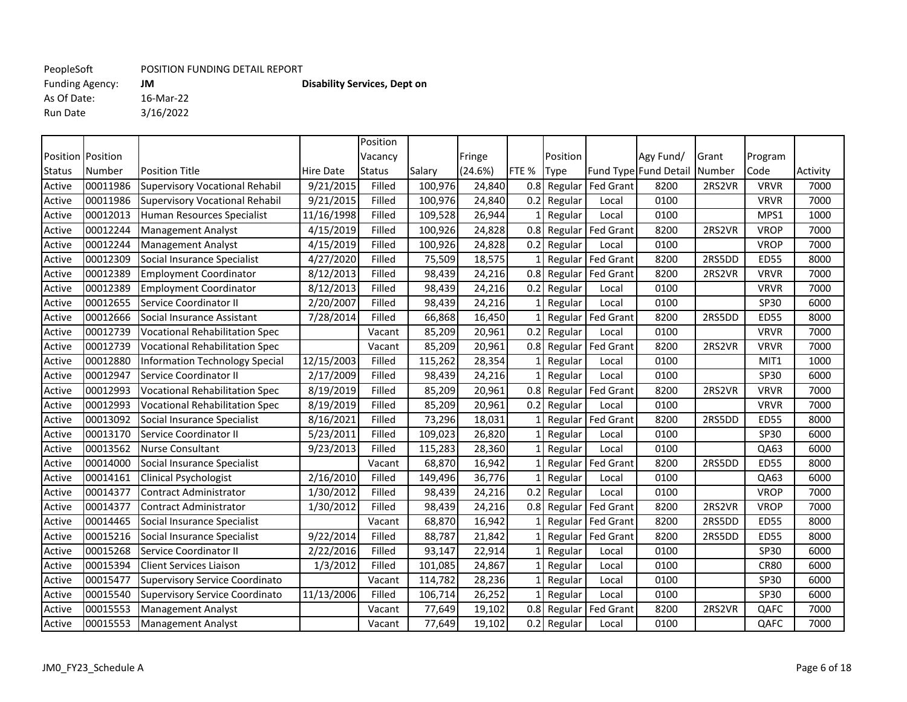PeopleSoft POSITION FUNDING DETAIL REPORT

Funding Agency: **JM** **Disability Services, Dept on**

As Of Date: 16-Mar-22

Run Date 3/16/2022

| Position Status | Position Number | Position Title | Hire Date | Position Vacancy Status | Salary | Fringe (24.6%) | FTE % | Position Type | Fund Type | Agy Fund/ Fund Detail | Grant Number | Program Code | Activity |
|---|---|---|---|---|---|---|---|---|---|---|---|---|---|
| Active | 00011986 | Supervisory Vocational Rehabil | 9/21/2015 | Filled | 100,976 | 24,840 | 0.8 | Regular | Fed Grant | 8200 | 2RS2VR | VRVR | 7000 |
| Active | 00011986 | Supervisory Vocational Rehabil | 9/21/2015 | Filled | 100,976 | 24,840 | 0.2 | Regular | Local | 0100 | | VRVR | 7000 |
| Active | 00012013 | Human Resources Specialist | 11/16/1998 | Filled | 109,528 | 26,944 | 1 | Regular | Local | 0100 | | MPS1 | 1000 |
| Active | 00012244 | Management Analyst | 4/15/2019 | Filled | 100,926 | 24,828 | 0.8 | Regular | Fed Grant | 8200 | 2RS2VR | VROP | 7000 |
| Active | 00012244 | Management Analyst | 4/15/2019 | Filled | 100,926 | 24,828 | 0.2 | Regular | Local | 0100 | | VROP | 7000 |
| Active | 00012309 | Social Insurance Specialist | 4/27/2020 | Filled | 75,509 | 18,575 | 1 | Regular | Fed Grant | 8200 | 2RS5DD | ED55 | 8000 |
| Active | 00012389 | Employment Coordinator | 8/12/2013 | Filled | 98,439 | 24,216 | 0.8 | Regular | Fed Grant | 8200 | 2RS2VR | VRVR | 7000 |
| Active | 00012389 | Employment Coordinator | 8/12/2013 | Filled | 98,439 | 24,216 | 0.2 | Regular | Local | 0100 | | VRVR | 7000 |
| Active | 00012655 | Service Coordinator II | 2/20/2007 | Filled | 98,439 | 24,216 | 1 | Regular | Local | 0100 | | SP30 | 6000 |
| Active | 00012666 | Social Insurance Assistant | 7/28/2014 | Filled | 66,868 | 16,450 | 1 | Regular | Fed Grant | 8200 | 2RS5DD | ED55 | 8000 |
| Active | 00012739 | Vocational Rehabilitation Spec | | Vacant | 85,209 | 20,961 | 0.2 | Regular | Local | 0100 | | VRVR | 7000 |
| Active | 00012739 | Vocational Rehabilitation Spec | | Vacant | 85,209 | 20,961 | 0.8 | Regular | Fed Grant | 8200 | 2RS2VR | VRVR | 7000 |
| Active | 00012880 | Information Technology Special | 12/15/2003 | Filled | 115,262 | 28,354 | 1 | Regular | Local | 0100 | | MIT1 | 1000 |
| Active | 00012947 | Service Coordinator II | 2/17/2009 | Filled | 98,439 | 24,216 | 1 | Regular | Local | 0100 | | SP30 | 6000 |
| Active | 00012993 | Vocational Rehabilitation Spec | 8/19/2019 | Filled | 85,209 | 20,961 | 0.8 | Regular | Fed Grant | 8200 | 2RS2VR | VRVR | 7000 |
| Active | 00012993 | Vocational Rehabilitation Spec | 8/19/2019 | Filled | 85,209 | 20,961 | 0.2 | Regular | Local | 0100 | | VRVR | 7000 |
| Active | 00013092 | Social Insurance Specialist | 8/16/2021 | Filled | 73,296 | 18,031 | 1 | Regular | Fed Grant | 8200 | 2RS5DD | ED55 | 8000 |
| Active | 00013170 | Service Coordinator II | 5/23/2011 | Filled | 109,023 | 26,820 | 1 | Regular | Local | 0100 | | SP30 | 6000 |
| Active | 00013562 | Nurse Consultant | 9/23/2013 | Filled | 115,283 | 28,360 | 1 | Regular | Local | 0100 | | QA63 | 6000 |
| Active | 00014000 | Social Insurance Specialist | | Vacant | 68,870 | 16,942 | 1 | Regular | Fed Grant | 8200 | 2RS5DD | ED55 | 8000 |
| Active | 00014161 | Clinical Psychologist | 2/16/2010 | Filled | 149,496 | 36,776 | 1 | Regular | Local | 0100 | | QA63 | 6000 |
| Active | 00014377 | Contract Administrator | 1/30/2012 | Filled | 98,439 | 24,216 | 0.2 | Regular | Local | 0100 | | VROP | 7000 |
| Active | 00014377 | Contract Administrator | 1/30/2012 | Filled | 98,439 | 24,216 | 0.8 | Regular | Fed Grant | 8200 | 2RS2VR | VROP | 7000 |
| Active | 00014465 | Social Insurance Specialist | | Vacant | 68,870 | 16,942 | 1 | Regular | Fed Grant | 8200 | 2RS5DD | ED55 | 8000 |
| Active | 00015216 | Social Insurance Specialist | 9/22/2014 | Filled | 88,787 | 21,842 | 1 | Regular | Fed Grant | 8200 | 2RS5DD | ED55 | 8000 |
| Active | 00015268 | Service Coordinator II | 2/22/2016 | Filled | 93,147 | 22,914 | 1 | Regular | Local | 0100 | | SP30 | 6000 |
| Active | 00015394 | Client Services Liaison | 1/3/2012 | Filled | 101,085 | 24,867 | 1 | Regular | Local | 0100 | | CR80 | 6000 |
| Active | 00015477 | Supervisory Service Coordinato | | Vacant | 114,782 | 28,236 | 1 | Regular | Local | 0100 | | SP30 | 6000 |
| Active | 00015540 | Supervisory Service Coordinato | 11/13/2006 | Filled | 106,714 | 26,252 | 1 | Regular | Local | 0100 | | SP30 | 6000 |
| Active | 00015553 | Management Analyst | | Vacant | 77,649 | 19,102 | 0.8 | Regular | Fed Grant | 8200 | 2RS2VR | QAFC | 7000 |
| Active | 00015553 | Management Analyst | | Vacant | 77,649 | 19,102 | 0.2 | Regular | Local | 0100 | | QAFC | 7000 |

JM0_FY23_Schedule A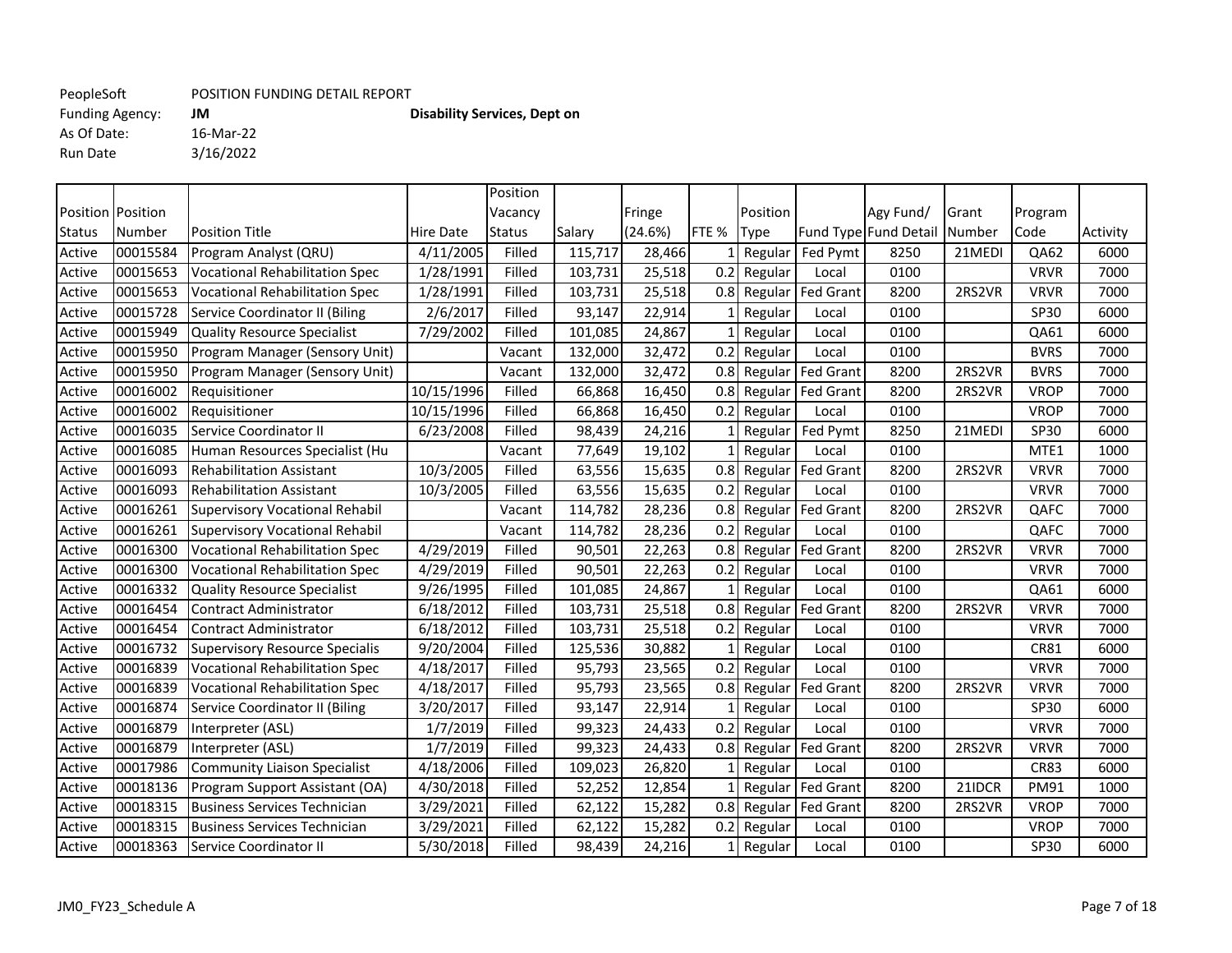PeopleSoft POSITION FUNDING DETAIL REPORT
Funding Agency: **JM** **Disability Services, Dept on**
As Of Date: 16-Mar-22
Run Date 3/16/2022

| Position Status | Position Number | Position Title | Hire Date | Position Vacancy Status | Salary | Fringe (24.6%) | FTE % | Position Type | Fund Type | Agy Fund/ Fund Detail | Grant Number | Program Code | Activity |
|---|---|---|---|---|---|---|---|---|---|---|---|---|---|
| Active | 00015584 | Program Analyst (QRU) | 4/11/2005 | Filled | 115,717 | 28,466 | 1 | Regular | Fed Pymt | 8250 | 21MEDI | QA62 | 6000 |
| Active | 00015653 | Vocational Rehabilitation Spec | 1/28/1991 | Filled | 103,731 | 25,518 | 0.2 | Regular | Local | 0100 | | VRVR | 7000 |
| Active | 00015653 | Vocational Rehabilitation Spec | 1/28/1991 | Filled | 103,731 | 25,518 | 0.8 | Regular | Fed Grant | 8200 | 2RS2VR | VRVR | 7000 |
| Active | 00015728 | Service Coordinator II (Biling | 2/6/2017 | Filled | 93,147 | 22,914 | 1 | Regular | Local | 0100 | | SP30 | 6000 |
| Active | 00015949 | Quality Resource Specialist | 7/29/2002 | Filled | 101,085 | 24,867 | 1 | Regular | Local | 0100 | | QA61 | 6000 |
| Active | 00015950 | Program Manager (Sensory Unit) | | Vacant | 132,000 | 32,472 | 0.2 | Regular | Local | 0100 | | BVRS | 7000 |
| Active | 00015950 | Program Manager (Sensory Unit) | | Vacant | 132,000 | 32,472 | 0.8 | Regular | Fed Grant | 8200 | 2RS2VR | BVRS | 7000 |
| Active | 00016002 | Requisitioner | 10/15/1996 | Filled | 66,868 | 16,450 | 0.8 | Regular | Fed Grant | 8200 | 2RS2VR | VROP | 7000 |
| Active | 00016002 | Requisitioner | 10/15/1996 | Filled | 66,868 | 16,450 | 0.2 | Regular | Local | 0100 | | VROP | 7000 |
| Active | 00016035 | Service Coordinator II | 6/23/2008 | Filled | 98,439 | 24,216 | 1 | Regular | Fed Pymt | 8250 | 21MEDI | SP30 | 6000 |
| Active | 00016085 | Human Resources Specialist (Hu | | Vacant | 77,649 | 19,102 | 1 | Regular | Local | 0100 | | MTE1 | 1000 |
| Active | 00016093 | Rehabilitation Assistant | 10/3/2005 | Filled | 63,556 | 15,635 | 0.8 | Regular | Fed Grant | 8200 | 2RS2VR | VRVR | 7000 |
| Active | 00016093 | Rehabilitation Assistant | 10/3/2005 | Filled | 63,556 | 15,635 | 0.2 | Regular | Local | 0100 | | VRVR | 7000 |
| Active | 00016261 | Supervisory Vocational Rehabil | | Vacant | 114,782 | 28,236 | 0.8 | Regular | Fed Grant | 8200 | 2RS2VR | QAFC | 7000 |
| Active | 00016261 | Supervisory Vocational Rehabil | | Vacant | 114,782 | 28,236 | 0.2 | Regular | Local | 0100 | | QAFC | 7000 |
| Active | 00016300 | Vocational Rehabilitation Spec | 4/29/2019 | Filled | 90,501 | 22,263 | 0.8 | Regular | Fed Grant | 8200 | 2RS2VR | VRVR | 7000 |
| Active | 00016300 | Vocational Rehabilitation Spec | 4/29/2019 | Filled | 90,501 | 22,263 | 0.2 | Regular | Local | 0100 | | VRVR | 7000 |
| Active | 00016332 | Quality Resource Specialist | 9/26/1995 | Filled | 101,085 | 24,867 | 1 | Regular | Local | 0100 | | QA61 | 6000 |
| Active | 00016454 | Contract Administrator | 6/18/2012 | Filled | 103,731 | 25,518 | 0.8 | Regular | Fed Grant | 8200 | 2RS2VR | VRVR | 7000 |
| Active | 00016454 | Contract Administrator | 6/18/2012 | Filled | 103,731 | 25,518 | 0.2 | Regular | Local | 0100 | | VRVR | 7000 |
| Active | 00016732 | Supervisory Resource Specialis | 9/20/2004 | Filled | 125,536 | 30,882 | 1 | Regular | Local | 0100 | | CR81 | 6000 |
| Active | 00016839 | Vocational Rehabilitation Spec | 4/18/2017 | Filled | 95,793 | 23,565 | 0.2 | Regular | Local | 0100 | | VRVR | 7000 |
| Active | 00016839 | Vocational Rehabilitation Spec | 4/18/2017 | Filled | 95,793 | 23,565 | 0.8 | Regular | Fed Grant | 8200 | 2RS2VR | VRVR | 7000 |
| Active | 00016874 | Service Coordinator II (Biling | 3/20/2017 | Filled | 93,147 | 22,914 | 1 | Regular | Local | 0100 | | SP30 | 6000 |
| Active | 00016879 | Interpreter (ASL) | 1/7/2019 | Filled | 99,323 | 24,433 | 0.2 | Regular | Local | 0100 | | VRVR | 7000 |
| Active | 00016879 | Interpreter (ASL) | 1/7/2019 | Filled | 99,323 | 24,433 | 0.8 | Regular | Fed Grant | 8200 | 2RS2VR | VRVR | 7000 |
| Active | 00017986 | Community Liaison Specialist | 4/18/2006 | Filled | 109,023 | 26,820 | 1 | Regular | Local | 0100 | | CR83 | 6000 |
| Active | 00018136 | Program Support Assistant (OA) | 4/30/2018 | Filled | 52,252 | 12,854 | 1 | Regular | Fed Grant | 8200 | 21IDCR | PM91 | 1000 |
| Active | 00018315 | Business Services Technician | 3/29/2021 | Filled | 62,122 | 15,282 | 0.8 | Regular | Fed Grant | 8200 | 2RS2VR | VROP | 7000 |
| Active | 00018315 | Business Services Technician | 3/29/2021 | Filled | 62,122 | 15,282 | 0.2 | Regular | Local | 0100 | | VROP | 7000 |
| Active | 00018363 | Service Coordinator II | 5/30/2018 | Filled | 98,439 | 24,216 | 1 | Regular | Local | 0100 | | SP30 | 6000 |

JM0_FY23_Schedule A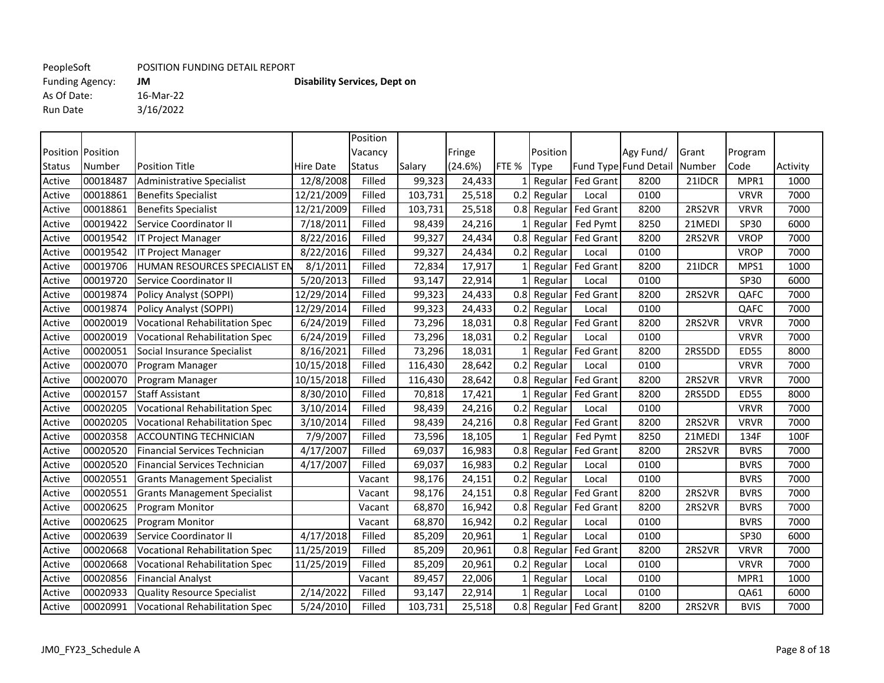PeopleSoft POSITION FUNDING DETAIL REPORT

Funding Agency: **JM** **Disability Services, Dept on**

As Of Date: 16-Mar-22

Run Date 3/16/2022

| Position Status | Position Number | Position Title | Hire Date | Position Vacancy Status | Salary | Fringe (24.6%) | FTE % | Position Type | Fund Type | Agy Fund/ Fund Detail | Grant Number | Program Code | Activity |
|---|---|---|---|---|---|---|---|---|---|---|---|---|---|
| Active | 00018487 | Administrative Specialist | 12/8/2008 | Filled | 99,323 | 24,433 | 1 | Regular | Fed Grant | 8200 | 21IDCR | MPR1 | 1000 |
| Active | 00018861 | Benefits Specialist | 12/21/2009 | Filled | 103,731 | 25,518 | 0.2 | Regular | Local | 0100 | | VRVR | 7000 |
| Active | 00018861 | Benefits Specialist | 12/21/2009 | Filled | 103,731 | 25,518 | 0.8 | Regular | Fed Grant | 8200 | 2RS2VR | VRVR | 7000 |
| Active | 00019422 | Service Coordinator II | 7/18/2011 | Filled | 98,439 | 24,216 | 1 | Regular | Fed Pymt | 8250 | 21MEDI | SP30 | 6000 |
| Active | 00019542 | IT Project Manager | 8/22/2016 | Filled | 99,327 | 24,434 | 0.8 | Regular | Fed Grant | 8200 | 2RS2VR | VROP | 7000 |
| Active | 00019542 | IT Project Manager | 8/22/2016 | Filled | 99,327 | 24,434 | 0.2 | Regular | Local | 0100 | | VROP | 7000 |
| Active | 00019706 | HUMAN RESOURCES SPECIALIST EN | 8/1/2011 | Filled | 72,834 | 17,917 | 1 | Regular | Fed Grant | 8200 | 21IDCR | MPS1 | 1000 |
| Active | 00019720 | Service Coordinator II | 5/20/2013 | Filled | 93,147 | 22,914 | 1 | Regular | Local | 0100 | | SP30 | 6000 |
| Active | 00019874 | Policy Analyst (SOPPI) | 12/29/2014 | Filled | 99,323 | 24,433 | 0.8 | Regular | Fed Grant | 8200 | 2RS2VR | QAFC | 7000 |
| Active | 00019874 | Policy Analyst (SOPPI) | 12/29/2014 | Filled | 99,323 | 24,433 | 0.2 | Regular | Local | 0100 | | QAFC | 7000 |
| Active | 00020019 | Vocational Rehabilitation Spec | 6/24/2019 | Filled | 73,296 | 18,031 | 0.8 | Regular | Fed Grant | 8200 | 2RS2VR | VRVR | 7000 |
| Active | 00020019 | Vocational Rehabilitation Spec | 6/24/2019 | Filled | 73,296 | 18,031 | 0.2 | Regular | Local | 0100 | | VRVR | 7000 |
| Active | 00020051 | Social Insurance Specialist | 8/16/2021 | Filled | 73,296 | 18,031 | 1 | Regular | Fed Grant | 8200 | 2RS5DD | ED55 | 8000 |
| Active | 00020070 | Program Manager | 10/15/2018 | Filled | 116,430 | 28,642 | 0.2 | Regular | Local | 0100 | | VRVR | 7000 |
| Active | 00020070 | Program Manager | 10/15/2018 | Filled | 116,430 | 28,642 | 0.8 | Regular | Fed Grant | 8200 | 2RS2VR | VRVR | 7000 |
| Active | 00020157 | Staff Assistant | 8/30/2010 | Filled | 70,818 | 17,421 | 1 | Regular | Fed Grant | 8200 | 2RS5DD | ED55 | 8000 |
| Active | 00020205 | Vocational Rehabilitation Spec | 3/10/2014 | Filled | 98,439 | 24,216 | 0.2 | Regular | Local | 0100 | | VRVR | 7000 |
| Active | 00020205 | Vocational Rehabilitation Spec | 3/10/2014 | Filled | 98,439 | 24,216 | 0.8 | Regular | Fed Grant | 8200 | 2RS2VR | VRVR | 7000 |
| Active | 00020358 | ACCOUNTING TECHNICIAN | 7/9/2007 | Filled | 73,596 | 18,105 | 1 | Regular | Fed Pymt | 8250 | 21MEDI | 134F | 100F |
| Active | 00020520 | Financial Services Technician | 4/17/2007 | Filled | 69,037 | 16,983 | 0.8 | Regular | Fed Grant | 8200 | 2RS2VR | BVRS | 7000 |
| Active | 00020520 | Financial Services Technician | 4/17/2007 | Filled | 69,037 | 16,983 | 0.2 | Regular | Local | 0100 | | BVRS | 7000 |
| Active | 00020551 | Grants Management Specialist | | Vacant | 98,176 | 24,151 | 0.2 | Regular | Local | 0100 | | BVRS | 7000 |
| Active | 00020551 | Grants Management Specialist | | Vacant | 98,176 | 24,151 | 0.8 | Regular | Fed Grant | 8200 | 2RS2VR | BVRS | 7000 |
| Active | 00020625 | Program Monitor | | Vacant | 68,870 | 16,942 | 0.8 | Regular | Fed Grant | 8200 | 2RS2VR | BVRS | 7000 |
| Active | 00020625 | Program Monitor | | Vacant | 68,870 | 16,942 | 0.2 | Regular | Local | 0100 | | BVRS | 7000 |
| Active | 00020639 | Service Coordinator II | 4/17/2018 | Filled | 85,209 | 20,961 | 1 | Regular | Local | 0100 | | SP30 | 6000 |
| Active | 00020668 | Vocational Rehabilitation Spec | 11/25/2019 | Filled | 85,209 | 20,961 | 0.8 | Regular | Fed Grant | 8200 | 2RS2VR | VRVR | 7000 |
| Active | 00020668 | Vocational Rehabilitation Spec | 11/25/2019 | Filled | 85,209 | 20,961 | 0.2 | Regular | Local | 0100 | | VRVR | 7000 |
| Active | 00020856 | Financial Analyst | | Vacant | 89,457 | 22,006 | 1 | Regular | Local | 0100 | | MPR1 | 1000 |
| Active | 00020933 | Quality Resource Specialist | 2/14/2022 | Filled | 93,147 | 22,914 | 1 | Regular | Local | 0100 | | QA61 | 6000 |
| Active | 00020991 | Vocational Rehabilitation Spec | 5/24/2010 | Filled | 103,731 | 25,518 | 0.8 | Regular | Fed Grant | 8200 | 2RS2VR | BVIS | 7000 |

JM0_FY23_Schedule A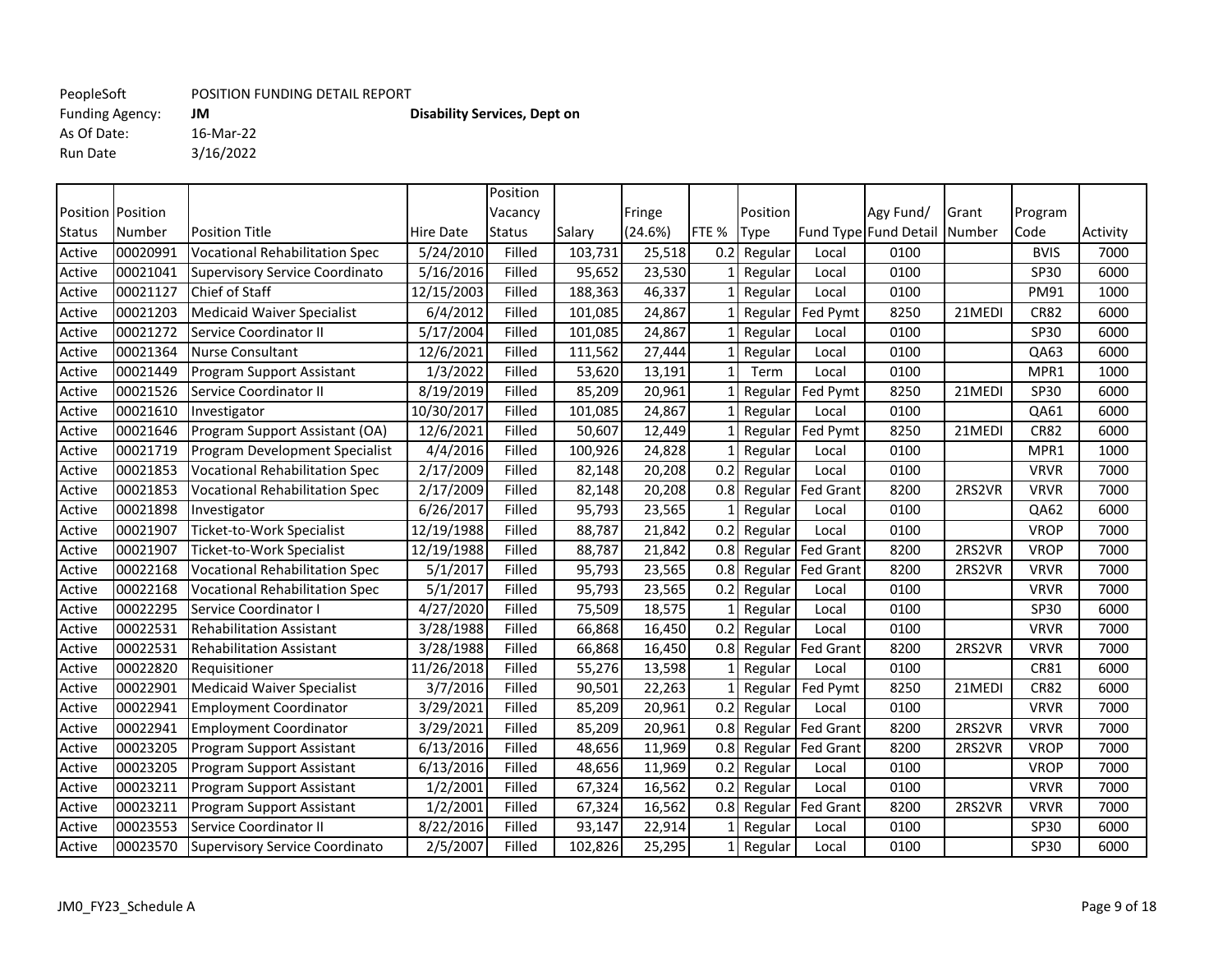PeopleSoft POSITION FUNDING DETAIL REPORT
Funding Agency: **JM** **Disability Services, Dept on**
As Of Date: 16-Mar-22
Run Date 3/16/2022

| Position Status | Position Number | Position Title | Hire Date | Position Vacancy Status | Salary | Fringe (24.6%) | FTE % | Position Type | Fund Type | Agy Fund/ Fund Detail | Grant Number | Program Code | Activity |
|---|---|---|---|---|---|---|---|---|---|---|---|---|---|
| Active | 00020991 | Vocational Rehabilitation Spec | 5/24/2010 | Filled | 103,731 | 25,518 | 0.2 | Regular | Local | 0100 | | BVIS | 7000 |
| Active | 00021041 | Supervisory Service Coordinato | 5/16/2016 | Filled | 95,652 | 23,530 | 1 | Regular | Local | 0100 | | SP30 | 6000 |
| Active | 00021127 | Chief of Staff | 12/15/2003 | Filled | 188,363 | 46,337 | 1 | Regular | Local | 0100 | | PM91 | 1000 |
| Active | 00021203 | Medicaid Waiver Specialist | 6/4/2012 | Filled | 101,085 | 24,867 | 1 | Regular | Fed Pymt | 8250 | 21MEDI | CR82 | 6000 |
| Active | 00021272 | Service Coordinator II | 5/17/2004 | Filled | 101,085 | 24,867 | 1 | Regular | Local | 0100 | | SP30 | 6000 |
| Active | 00021364 | Nurse Consultant | 12/6/2021 | Filled | 111,562 | 27,444 | 1 | Regular | Local | 0100 | | QA63 | 6000 |
| Active | 00021449 | Program Support Assistant | 1/3/2022 | Filled | 53,620 | 13,191 | 1 | Term | Local | 0100 | | MPR1 | 1000 |
| Active | 00021526 | Service Coordinator II | 8/19/2019 | Filled | 85,209 | 20,961 | 1 | Regular | Fed Pymt | 8250 | 21MEDI | SP30 | 6000 |
| Active | 00021610 | Investigator | 10/30/2017 | Filled | 101,085 | 24,867 | 1 | Regular | Local | 0100 | | QA61 | 6000 |
| Active | 00021646 | Program Support Assistant (OA) | 12/6/2021 | Filled | 50,607 | 12,449 | 1 | Regular | Fed Pymt | 8250 | 21MEDI | CR82 | 6000 |
| Active | 00021719 | Program Development Specialist | 4/4/2016 | Filled | 100,926 | 24,828 | 1 | Regular | Local | 0100 | | MPR1 | 1000 |
| Active | 00021853 | Vocational Rehabilitation Spec | 2/17/2009 | Filled | 82,148 | 20,208 | 0.2 | Regular | Local | 0100 | | VRVR | 7000 |
| Active | 00021853 | Vocational Rehabilitation Spec | 2/17/2009 | Filled | 82,148 | 20,208 | 0.8 | Regular | Fed Grant | 8200 | 2RS2VR | VRVR | 7000 |
| Active | 00021898 | Investigator | 6/26/2017 | Filled | 95,793 | 23,565 | 1 | Regular | Local | 0100 | | QA62 | 6000 |
| Active | 00021907 | Ticket-to-Work Specialist | 12/19/1988 | Filled | 88,787 | 21,842 | 0.2 | Regular | Local | 0100 | | VROP | 7000 |
| Active | 00021907 | Ticket-to-Work Specialist | 12/19/1988 | Filled | 88,787 | 21,842 | 0.8 | Regular | Fed Grant | 8200 | 2RS2VR | VROP | 7000 |
| Active | 00022168 | Vocational Rehabilitation Spec | 5/1/2017 | Filled | 95,793 | 23,565 | 0.8 | Regular | Fed Grant | 8200 | 2RS2VR | VRVR | 7000 |
| Active | 00022168 | Vocational Rehabilitation Spec | 5/1/2017 | Filled | 95,793 | 23,565 | 0.2 | Regular | Local | 0100 | | VRVR | 7000 |
| Active | 00022295 | Service Coordinator I | 4/27/2020 | Filled | 75,509 | 18,575 | 1 | Regular | Local | 0100 | | SP30 | 6000 |
| Active | 00022531 | Rehabilitation Assistant | 3/28/1988 | Filled | 66,868 | 16,450 | 0.2 | Regular | Local | 0100 | | VRVR | 7000 |
| Active | 00022531 | Rehabilitation Assistant | 3/28/1988 | Filled | 66,868 | 16,450 | 0.8 | Regular | Fed Grant | 8200 | 2RS2VR | VRVR | 7000 |
| Active | 00022820 | Requisitioner | 11/26/2018 | Filled | 55,276 | 13,598 | 1 | Regular | Local | 0100 | | CR81 | 6000 |
| Active | 00022901 | Medicaid Waiver Specialist | 3/7/2016 | Filled | 90,501 | 22,263 | 1 | Regular | Fed Pymt | 8250 | 21MEDI | CR82 | 6000 |
| Active | 00022941 | Employment Coordinator | 3/29/2021 | Filled | 85,209 | 20,961 | 0.2 | Regular | Local | 0100 | | VRVR | 7000 |
| Active | 00022941 | Employment Coordinator | 3/29/2021 | Filled | 85,209 | 20,961 | 0.8 | Regular | Fed Grant | 8200 | 2RS2VR | VRVR | 7000 |
| Active | 00023205 | Program Support Assistant | 6/13/2016 | Filled | 48,656 | 11,969 | 0.8 | Regular | Fed Grant | 8200 | 2RS2VR | VROP | 7000 |
| Active | 00023205 | Program Support Assistant | 6/13/2016 | Filled | 48,656 | 11,969 | 0.2 | Regular | Local | 0100 | | VROP | 7000 |
| Active | 00023211 | Program Support Assistant | 1/2/2001 | Filled | 67,324 | 16,562 | 0.2 | Regular | Local | 0100 | | VRVR | 7000 |
| Active | 00023211 | Program Support Assistant | 1/2/2001 | Filled | 67,324 | 16,562 | 0.8 | Regular | Fed Grant | 8200 | 2RS2VR | VRVR | 7000 |
| Active | 00023553 | Service Coordinator II | 8/22/2016 | Filled | 93,147 | 22,914 | 1 | Regular | Local | 0100 | | SP30 | 6000 |
| Active | 00023570 | Supervisory Service Coordinato | 2/5/2007 | Filled | 102,826 | 25,295 | 1 | Regular | Local | 0100 | | SP30 | 6000 |

JM0_FY23_Schedule A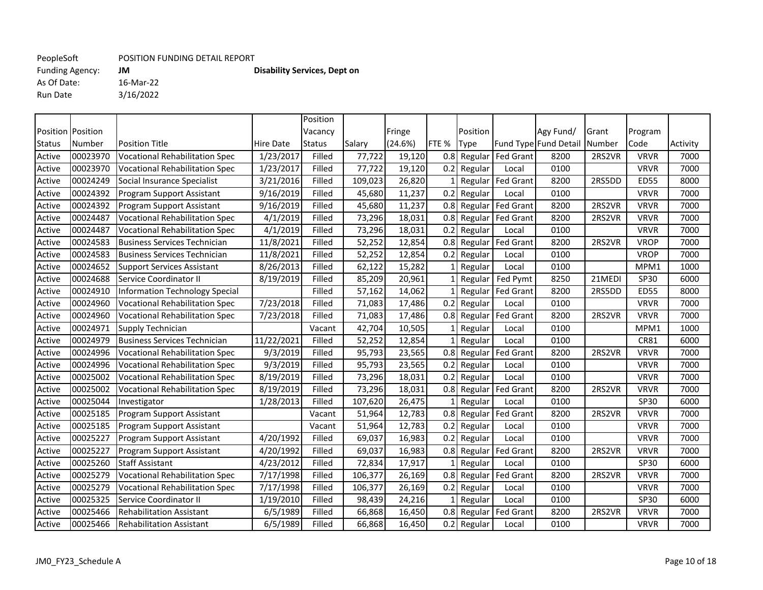PeopleSoft POSITION FUNDING DETAIL REPORT
Funding Agency: **JM** **Disability Services, Dept on**
As Of Date: 16-Mar-22
Run Date 3/16/2022

| Position Status | Position Number | Position Title | Hire Date | Position Vacancy Status | Salary | Fringe (24.6%) | FTE % | Position Type | Fund Type | Agy Fund/ Fund Detail | Grant Number | Program Code | Activity |
|---|---|---|---|---|---|---|---|---|---|---|---|---|---|
| Active | 00023970 | Vocational Rehabilitation Spec | 1/23/2017 | Filled | 77,722 | 19,120 | 0.8 | Regular | Fed Grant | 8200 | 2RS2VR | VRVR | 7000 |
| Active | 00023970 | Vocational Rehabilitation Spec | 1/23/2017 | Filled | 77,722 | 19,120 | 0.2 | Regular | Local | 0100 | | VRVR | 7000 |
| Active | 00024249 | Social Insurance Specialist | 3/21/2016 | Filled | 109,023 | 26,820 | 1 | Regular | Fed Grant | 8200 | 2RS5DD | ED55 | 8000 |
| Active | 00024392 | Program Support Assistant | 9/16/2019 | Filled | 45,680 | 11,237 | 0.2 | Regular | Local | 0100 | | VRVR | 7000 |
| Active | 00024392 | Program Support Assistant | 9/16/2019 | Filled | 45,680 | 11,237 | 0.8 | Regular | Fed Grant | 8200 | 2RS2VR | VRVR | 7000 |
| Active | 00024487 | Vocational Rehabilitation Spec | 4/1/2019 | Filled | 73,296 | 18,031 | 0.8 | Regular | Fed Grant | 8200 | 2RS2VR | VRVR | 7000 |
| Active | 00024487 | Vocational Rehabilitation Spec | 4/1/2019 | Filled | 73,296 | 18,031 | 0.2 | Regular | Local | 0100 | | VRVR | 7000 |
| Active | 00024583 | Business Services Technician | 11/8/2021 | Filled | 52,252 | 12,854 | 0.8 | Regular | Fed Grant | 8200 | 2RS2VR | VROP | 7000 |
| Active | 00024583 | Business Services Technician | 11/8/2021 | Filled | 52,252 | 12,854 | 0.2 | Regular | Local | 0100 | | VROP | 7000 |
| Active | 00024652 | Support Services Assistant | 8/26/2013 | Filled | 62,122 | 15,282 | 1 | Regular | Local | 0100 | | MPM1 | 1000 |
| Active | 00024688 | Service Coordinator II | 8/19/2019 | Filled | 85,209 | 20,961 | 1 | Regular | Fed Pymt | 8250 | 21MEDI | SP30 | 6000 |
| Active | 00024910 | Information Technology Special | | Filled | 57,162 | 14,062 | 1 | Regular | Fed Grant | 8200 | 2RS5DD | ED55 | 8000 |
| Active | 00024960 | Vocational Rehabilitation Spec | 7/23/2018 | Filled | 71,083 | 17,486 | 0.2 | Regular | Local | 0100 | | VRVR | 7000 |
| Active | 00024960 | Vocational Rehabilitation Spec | 7/23/2018 | Filled | 71,083 | 17,486 | 0.8 | Regular | Fed Grant | 8200 | 2RS2VR | VRVR | 7000 |
| Active | 00024971 | Supply Technician | | Vacant | 42,704 | 10,505 | 1 | Regular | Local | 0100 | | MPM1 | 1000 |
| Active | 00024979 | Business Services Technician | 11/22/2021 | Filled | 52,252 | 12,854 | 1 | Regular | Local | 0100 | | CR81 | 6000 |
| Active | 00024996 | Vocational Rehabilitation Spec | 9/3/2019 | Filled | 95,793 | 23,565 | 0.8 | Regular | Fed Grant | 8200 | 2RS2VR | VRVR | 7000 |
| Active | 00024996 | Vocational Rehabilitation Spec | 9/3/2019 | Filled | 95,793 | 23,565 | 0.2 | Regular | Local | 0100 | | VRVR | 7000 |
| Active | 00025002 | Vocational Rehabilitation Spec | 8/19/2019 | Filled | 73,296 | 18,031 | 0.2 | Regular | Local | 0100 | | VRVR | 7000 |
| Active | 00025002 | Vocational Rehabilitation Spec | 8/19/2019 | Filled | 73,296 | 18,031 | 0.8 | Regular | Fed Grant | 8200 | 2RS2VR | VRVR | 7000 |
| Active | 00025044 | Investigator | 1/28/2013 | Filled | 107,620 | 26,475 | 1 | Regular | Local | 0100 | | SP30 | 6000 |
| Active | 00025185 | Program Support Assistant | | Vacant | 51,964 | 12,783 | 0.8 | Regular | Fed Grant | 8200 | 2RS2VR | VRVR | 7000 |
| Active | 00025185 | Program Support Assistant | | Vacant | 51,964 | 12,783 | 0.2 | Regular | Local | 0100 | | VRVR | 7000 |
| Active | 00025227 | Program Support Assistant | 4/20/1992 | Filled | 69,037 | 16,983 | 0.2 | Regular | Local | 0100 | | VRVR | 7000 |
| Active | 00025227 | Program Support Assistant | 4/20/1992 | Filled | 69,037 | 16,983 | 0.8 | Regular | Fed Grant | 8200 | 2RS2VR | VRVR | 7000 |
| Active | 00025260 | Staff Assistant | 4/23/2012 | Filled | 72,834 | 17,917 | 1 | Regular | Local | 0100 | | SP30 | 6000 |
| Active | 00025279 | Vocational Rehabilitation Spec | 7/17/1998 | Filled | 106,377 | 26,169 | 0.8 | Regular | Fed Grant | 8200 | 2RS2VR | VRVR | 7000 |
| Active | 00025279 | Vocational Rehabilitation Spec | 7/17/1998 | Filled | 106,377 | 26,169 | 0.2 | Regular | Local | 0100 | | VRVR | 7000 |
| Active | 00025325 | Service Coordinator II | 1/19/2010 | Filled | 98,439 | 24,216 | 1 | Regular | Local | 0100 | | SP30 | 6000 |
| Active | 00025466 | Rehabilitation Assistant | 6/5/1989 | Filled | 66,868 | 16,450 | 0.8 | Regular | Fed Grant | 8200 | 2RS2VR | VRVR | 7000 |
| Active | 00025466 | Rehabilitation Assistant | 6/5/1989 | Filled | 66,868 | 16,450 | 0.2 | Regular | Local | 0100 | | VRVR | 7000 |

JM0_FY23_Schedule A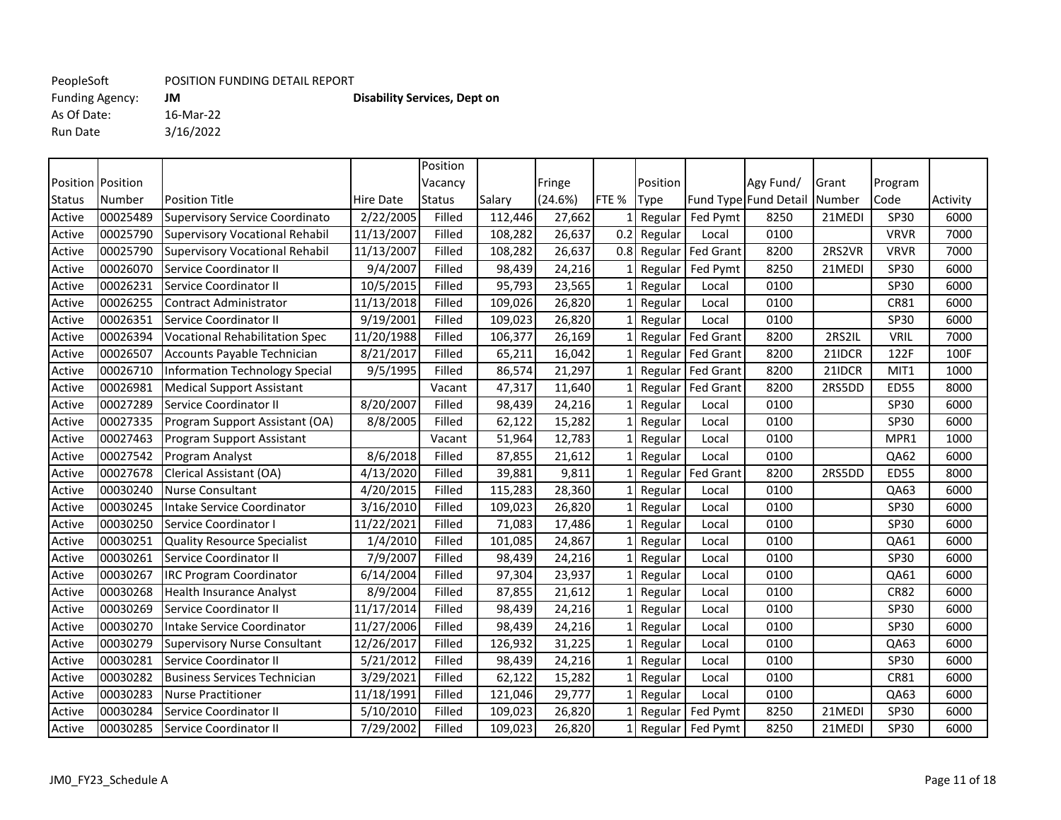PeopleSoft POSITION FUNDING DETAIL REPORT
Funding Agency: **JM** **Disability Services, Dept on**
As Of Date: 16-Mar-22
Run Date 3/16/2022

| Position Status | Position Number | Position Title | Hire Date | Position Vacancy Status | Salary | Fringe (24.6%) | FTE % | Position Type | Fund Type | Agy Fund/ Fund Detail | Grant Number | Program Code | Activity |
|---|---|---|---|---|---|---|---|---|---|---|---|---|---|
| Active | 00025489 | Supervisory Service Coordinato | 2/22/2005 | Filled | 112,446 | 27,662 | 1 | Regular | Fed Pymt | 8250 | 21MEDI | SP30 | 6000 |
| Active | 00025790 | Supervisory Vocational Rehabil | 11/13/2007 | Filled | 108,282 | 26,637 | 0.2 | Regular | Local | 0100 | | VRVR | 7000 |
| Active | 00025790 | Supervisory Vocational Rehabil | 11/13/2007 | Filled | 108,282 | 26,637 | 0.8 | Regular | Fed Grant | 8200 | 2RS2VR | VRVR | 7000 |
| Active | 00026070 | Service Coordinator II | 9/4/2007 | Filled | 98,439 | 24,216 | 1 | Regular | Fed Pymt | 8250 | 21MEDI | SP30 | 6000 |
| Active | 00026231 | Service Coordinator II | 10/5/2015 | Filled | 95,793 | 23,565 | 1 | Regular | Local | 0100 | | SP30 | 6000 |
| Active | 00026255 | Contract Administrator | 11/13/2018 | Filled | 109,026 | 26,820 | 1 | Regular | Local | 0100 | | CR81 | 6000 |
| Active | 00026351 | Service Coordinator II | 9/19/2001 | Filled | 109,023 | 26,820 | 1 | Regular | Local | 0100 | | SP30 | 6000 |
| Active | 00026394 | Vocational Rehabilitation Spec | 11/20/1988 | Filled | 106,377 | 26,169 | 1 | Regular | Fed Grant | 8200 | 2RS2IL | VRIL | 7000 |
| Active | 00026507 | Accounts Payable Technician | 8/21/2017 | Filled | 65,211 | 16,042 | 1 | Regular | Fed Grant | 8200 | 21IDCR | 122F | 100F |
| Active | 00026710 | Information Technology Special | 9/5/1995 | Filled | 86,574 | 21,297 | 1 | Regular | Fed Grant | 8200 | 21IDCR | MIT1 | 1000 |
| Active | 00026981 | Medical Support Assistant | | Vacant | 47,317 | 11,640 | 1 | Regular | Fed Grant | 8200 | 2RS5DD | ED55 | 8000 |
| Active | 00027289 | Service Coordinator II | 8/20/2007 | Filled | 98,439 | 24,216 | 1 | Regular | Local | 0100 | | SP30 | 6000 |
| Active | 00027335 | Program Support Assistant (OA) | 8/8/2005 | Filled | 62,122 | 15,282 | 1 | Regular | Local | 0100 | | SP30 | 6000 |
| Active | 00027463 | Program Support Assistant | | Vacant | 51,964 | 12,783 | 1 | Regular | Local | 0100 | | MPR1 | 1000 |
| Active | 00027542 | Program Analyst | 8/6/2018 | Filled | 87,855 | 21,612 | 1 | Regular | Local | 0100 | | QA62 | 6000 |
| Active | 00027678 | Clerical Assistant (OA) | 4/13/2020 | Filled | 39,881 | 9,811 | 1 | Regular | Fed Grant | 8200 | 2RS5DD | ED55 | 8000 |
| Active | 00030240 | Nurse Consultant | 4/20/2015 | Filled | 115,283 | 28,360 | 1 | Regular | Local | 0100 | | QA63 | 6000 |
| Active | 00030245 | Intake Service Coordinator | 3/16/2010 | Filled | 109,023 | 26,820 | 1 | Regular | Local | 0100 | | SP30 | 6000 |
| Active | 00030250 | Service Coordinator I | 11/22/2021 | Filled | 71,083 | 17,486 | 1 | Regular | Local | 0100 | | SP30 | 6000 |
| Active | 00030251 | Quality Resource Specialist | 1/4/2010 | Filled | 101,085 | 24,867 | 1 | Regular | Local | 0100 | | QA61 | 6000 |
| Active | 00030261 | Service Coordinator II | 7/9/2007 | Filled | 98,439 | 24,216 | 1 | Regular | Local | 0100 | | SP30 | 6000 |
| Active | 00030267 | IRC Program Coordinator | 6/14/2004 | Filled | 97,304 | 23,937 | 1 | Regular | Local | 0100 | | QA61 | 6000 |
| Active | 00030268 | Health Insurance Analyst | 8/9/2004 | Filled | 87,855 | 21,612 | 1 | Regular | Local | 0100 | | CR82 | 6000 |
| Active | 00030269 | Service Coordinator II | 11/17/2014 | Filled | 98,439 | 24,216 | 1 | Regular | Local | 0100 | | SP30 | 6000 |
| Active | 00030270 | Intake Service Coordinator | 11/27/2006 | Filled | 98,439 | 24,216 | 1 | Regular | Local | 0100 | | SP30 | 6000 |
| Active | 00030279 | Supervisory Nurse Consultant | 12/26/2017 | Filled | 126,932 | 31,225 | 1 | Regular | Local | 0100 | | QA63 | 6000 |
| Active | 00030281 | Service Coordinator II | 5/21/2012 | Filled | 98,439 | 24,216 | 1 | Regular | Local | 0100 | | SP30 | 6000 |
| Active | 00030282 | Business Services Technician | 3/29/2021 | Filled | 62,122 | 15,282 | 1 | Regular | Local | 0100 | | CR81 | 6000 |
| Active | 00030283 | Nurse Practitioner | 11/18/1991 | Filled | 121,046 | 29,777 | 1 | Regular | Local | 0100 | | QA63 | 6000 |
| Active | 00030284 | Service Coordinator II | 5/10/2010 | Filled | 109,023 | 26,820 | 1 | Regular | Fed Pymt | 8250 | 21MEDI | SP30 | 6000 |
| Active | 00030285 | Service Coordinator II | 7/29/2002 | Filled | 109,023 | 26,820 | 1 | Regular | Fed Pymt | 8250 | 21MEDI | SP30 | 6000 |

JM0_FY23_Schedule A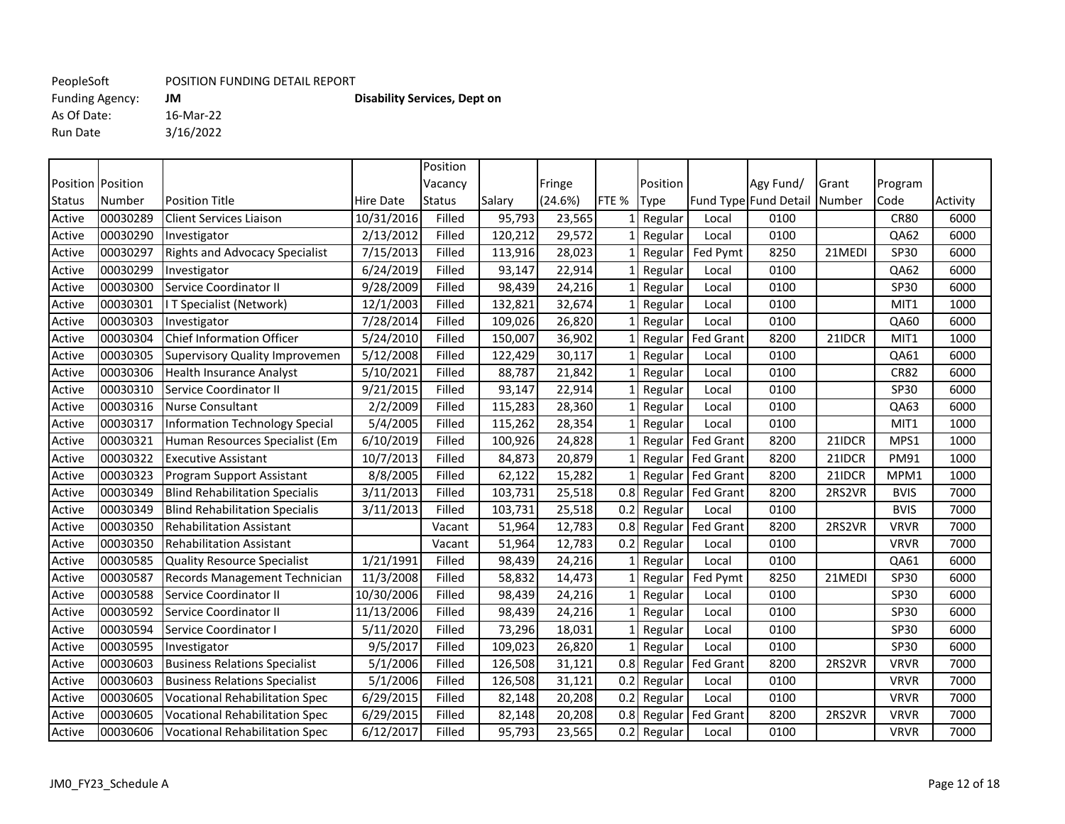PeopleSoft POSITION FUNDING DETAIL REPORT
Funding Agency: **JM** **Disability Services, Dept on**
As Of Date: 16-Mar-22
Run Date 3/16/2022

| Position Status | Position Number | Position Title | Hire Date | Position Vacancy Status | Salary | Fringe (24.6%) | FTE % | Position Type | Fund Type | Agy Fund/ Fund Detail | Grant Number | Program Code | Activity |
|---|---|---|---|---|---|---|---|---|---|---|---|---|---|
| Active | 00030289 | Client Services Liaison | 10/31/2016 | Filled | 95,793 | 23,565 | 1 | Regular | Local | 0100 | | CR80 | 6000 |
| Active | 00030290 | Investigator | 2/13/2012 | Filled | 120,212 | 29,572 | 1 | Regular | Local | 0100 | | QA62 | 6000 |
| Active | 00030297 | Rights and Advocacy Specialist | 7/15/2013 | Filled | 113,916 | 28,023 | 1 | Regular | Fed Pymt | 8250 | 21MEDI | SP30 | 6000 |
| Active | 00030299 | Investigator | 6/24/2019 | Filled | 93,147 | 22,914 | 1 | Regular | Local | 0100 | | QA62 | 6000 |
| Active | 00030300 | Service Coordinator II | 9/28/2009 | Filled | 98,439 | 24,216 | 1 | Regular | Local | 0100 | | SP30 | 6000 |
| Active | 00030301 | I T Specialist (Network) | 12/1/2003 | Filled | 132,821 | 32,674 | 1 | Regular | Local | 0100 | | MIT1 | 1000 |
| Active | 00030303 | Investigator | 7/28/2014 | Filled | 109,026 | 26,820 | 1 | Regular | Local | 0100 | | QA60 | 6000 |
| Active | 00030304 | Chief Information Officer | 5/24/2010 | Filled | 150,007 | 36,902 | 1 | Regular | Fed Grant | 8200 | 21IDCR | MIT1 | 1000 |
| Active | 00030305 | Supervisory Quality Improvemen | 5/12/2008 | Filled | 122,429 | 30,117 | 1 | Regular | Local | 0100 | | QA61 | 6000 |
| Active | 00030306 | Health Insurance Analyst | 5/10/2021 | Filled | 88,787 | 21,842 | 1 | Regular | Local | 0100 | | CR82 | 6000 |
| Active | 00030310 | Service Coordinator II | 9/21/2015 | Filled | 93,147 | 22,914 | 1 | Regular | Local | 0100 | | SP30 | 6000 |
| Active | 00030316 | Nurse Consultant | 2/2/2009 | Filled | 115,283 | 28,360 | 1 | Regular | Local | 0100 | | QA63 | 6000 |
| Active | 00030317 | Information Technology Special | 5/4/2005 | Filled | 115,262 | 28,354 | 1 | Regular | Local | 0100 | | MIT1 | 1000 |
| Active | 00030321 | Human Resources Specialist (Em | 6/10/2019 | Filled | 100,926 | 24,828 | 1 | Regular | Fed Grant | 8200 | 21IDCR | MPS1 | 1000 |
| Active | 00030322 | Executive Assistant | 10/7/2013 | Filled | 84,873 | 20,879 | 1 | Regular | Fed Grant | 8200 | 21IDCR | PM91 | 1000 |
| Active | 00030323 | Program Support Assistant | 8/8/2005 | Filled | 62,122 | 15,282 | 1 | Regular | Fed Grant | 8200 | 21IDCR | MPM1 | 1000 |
| Active | 00030349 | Blind Rehabilitation Specialis | 3/11/2013 | Filled | 103,731 | 25,518 | 0.8 | Regular | Fed Grant | 8200 | 2RS2VR | BVIS | 7000 |
| Active | 00030349 | Blind Rehabilitation Specialis | 3/11/2013 | Filled | 103,731 | 25,518 | 0.2 | Regular | Local | 0100 | | BVIS | 7000 |
| Active | 00030350 | Rehabilitation Assistant | | Vacant | 51,964 | 12,783 | 0.8 | Regular | Fed Grant | 8200 | 2RS2VR | VRVR | 7000 |
| Active | 00030350 | Rehabilitation Assistant | | Vacant | 51,964 | 12,783 | 0.2 | Regular | Local | 0100 | | VRVR | 7000 |
| Active | 00030585 | Quality Resource Specialist | 1/21/1991 | Filled | 98,439 | 24,216 | 1 | Regular | Local | 0100 | | QA61 | 6000 |
| Active | 00030587 | Records Management Technician | 11/3/2008 | Filled | 58,832 | 14,473 | 1 | Regular | Fed Pymt | 8250 | 21MEDI | SP30 | 6000 |
| Active | 00030588 | Service Coordinator II | 10/30/2006 | Filled | 98,439 | 24,216 | 1 | Regular | Local | 0100 | | SP30 | 6000 |
| Active | 00030592 | Service Coordinator II | 11/13/2006 | Filled | 98,439 | 24,216 | 1 | Regular | Local | 0100 | | SP30 | 6000 |
| Active | 00030594 | Service Coordinator I | 5/11/2020 | Filled | 73,296 | 18,031 | 1 | Regular | Local | 0100 | | SP30 | 6000 |
| Active | 00030595 | Investigator | 9/5/2017 | Filled | 109,023 | 26,820 | 1 | Regular | Local | 0100 | | SP30 | 6000 |
| Active | 00030603 | Business Relations Specialist | 5/1/2006 | Filled | 126,508 | 31,121 | 0.8 | Regular | Fed Grant | 8200 | 2RS2VR | VRVR | 7000 |
| Active | 00030603 | Business Relations Specialist | 5/1/2006 | Filled | 126,508 | 31,121 | 0.2 | Regular | Local | 0100 | | VRVR | 7000 |
| Active | 00030605 | Vocational Rehabilitation Spec | 6/29/2015 | Filled | 82,148 | 20,208 | 0.2 | Regular | Local | 0100 | | VRVR | 7000 |
| Active | 00030605 | Vocational Rehabilitation Spec | 6/29/2015 | Filled | 82,148 | 20,208 | 0.8 | Regular | Fed Grant | 8200 | 2RS2VR | VRVR | 7000 |
| Active | 00030606 | Vocational Rehabilitation Spec | 6/12/2017 | Filled | 95,793 | 23,565 | 0.2 | Regular | Local | 0100 | | VRVR | 7000 |

JM0_FY23_Schedule A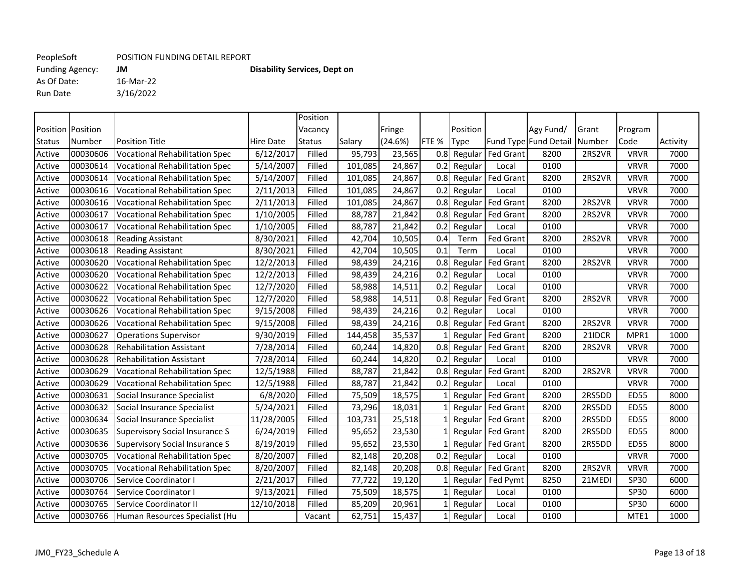PeopleSoft POSITION FUNDING DETAIL REPORT
Funding Agency: **JM** **Disability Services, Dept on**
As Of Date: 16-Mar-22
Run Date 3/16/2022

| Position Status | Position Number | Position Title | Hire Date | Position Vacancy Status | Salary | Fringe (24.6%) | FTE % | Position Type | Fund Type | Agy Fund/ Fund Detail | Grant Number | Program Code | Activity |
|---|---|---|---|---|---|---|---|---|---|---|---|---|---|
| Active | 00030606 | Vocational Rehabilitation Spec | 6/12/2017 | Filled | 95,793 | 23,565 | 0.8 | Regular | Fed Grant | 8200 | 2RS2VR | VRVR | 7000 |
| Active | 00030614 | Vocational Rehabilitation Spec | 5/14/2007 | Filled | 101,085 | 24,867 | 0.2 | Regular | Local | 0100 | | VRVR | 7000 |
| Active | 00030614 | Vocational Rehabilitation Spec | 5/14/2007 | Filled | 101,085 | 24,867 | 0.8 | Regular | Fed Grant | 8200 | 2RS2VR | VRVR | 7000 |
| Active | 00030616 | Vocational Rehabilitation Spec | 2/11/2013 | Filled | 101,085 | 24,867 | 0.2 | Regular | Local | 0100 | | VRVR | 7000 |
| Active | 00030616 | Vocational Rehabilitation Spec | 2/11/2013 | Filled | 101,085 | 24,867 | 0.8 | Regular | Fed Grant | 8200 | 2RS2VR | VRVR | 7000 |
| Active | 00030617 | Vocational Rehabilitation Spec | 1/10/2005 | Filled | 88,787 | 21,842 | 0.8 | Regular | Fed Grant | 8200 | 2RS2VR | VRVR | 7000 |
| Active | 00030617 | Vocational Rehabilitation Spec | 1/10/2005 | Filled | 88,787 | 21,842 | 0.2 | Regular | Local | 0100 | | VRVR | 7000 |
| Active | 00030618 | Reading Assistant | 8/30/2021 | Filled | 42,704 | 10,505 | 0.4 | Term | Fed Grant | 8200 | 2RS2VR | VRVR | 7000 |
| Active | 00030618 | Reading Assistant | 8/30/2021 | Filled | 42,704 | 10,505 | 0.1 | Term | Local | 0100 | | VRVR | 7000 |
| Active | 00030620 | Vocational Rehabilitation Spec | 12/2/2013 | Filled | 98,439 | 24,216 | 0.8 | Regular | Fed Grant | 8200 | 2RS2VR | VRVR | 7000 |
| Active | 00030620 | Vocational Rehabilitation Spec | 12/2/2013 | Filled | 98,439 | 24,216 | 0.2 | Regular | Local | 0100 | | VRVR | 7000 |
| Active | 00030622 | Vocational Rehabilitation Spec | 12/7/2020 | Filled | 58,988 | 14,511 | 0.2 | Regular | Local | 0100 | | VRVR | 7000 |
| Active | 00030622 | Vocational Rehabilitation Spec | 12/7/2020 | Filled | 58,988 | 14,511 | 0.8 | Regular | Fed Grant | 8200 | 2RS2VR | VRVR | 7000 |
| Active | 00030626 | Vocational Rehabilitation Spec | 9/15/2008 | Filled | 98,439 | 24,216 | 0.2 | Regular | Local | 0100 | | VRVR | 7000 |
| Active | 00030626 | Vocational Rehabilitation Spec | 9/15/2008 | Filled | 98,439 | 24,216 | 0.8 | Regular | Fed Grant | 8200 | 2RS2VR | VRVR | 7000 |
| Active | 00030627 | Operations Supervisor | 9/30/2019 | Filled | 144,458 | 35,537 | 1 | Regular | Fed Grant | 8200 | 21IDCR | MPR1 | 1000 |
| Active | 00030628 | Rehabilitation Assistant | 7/28/2014 | Filled | 60,244 | 14,820 | 0.8 | Regular | Fed Grant | 8200 | 2RS2VR | VRVR | 7000 |
| Active | 00030628 | Rehabilitation Assistant | 7/28/2014 | Filled | 60,244 | 14,820 | 0.2 | Regular | Local | 0100 | | VRVR | 7000 |
| Active | 00030629 | Vocational Rehabilitation Spec | 12/5/1988 | Filled | 88,787 | 21,842 | 0.8 | Regular | Fed Grant | 8200 | 2RS2VR | VRVR | 7000 |
| Active | 00030629 | Vocational Rehabilitation Spec | 12/5/1988 | Filled | 88,787 | 21,842 | 0.2 | Regular | Local | 0100 | | VRVR | 7000 |
| Active | 00030631 | Social Insurance Specialist | 6/8/2020 | Filled | 75,509 | 18,575 | 1 | Regular | Fed Grant | 8200 | 2RS5DD | ED55 | 8000 |
| Active | 00030632 | Social Insurance Specialist | 5/24/2021 | Filled | 73,296 | 18,031 | 1 | Regular | Fed Grant | 8200 | 2RS5DD | ED55 | 8000 |
| Active | 00030634 | Social Insurance Specialist | 11/28/2005 | Filled | 103,731 | 25,518 | 1 | Regular | Fed Grant | 8200 | 2RS5DD | ED55 | 8000 |
| Active | 00030635 | Supervisory Social Insurance S | 6/24/2019 | Filled | 95,652 | 23,530 | 1 | Regular | Fed Grant | 8200 | 2RS5DD | ED55 | 8000 |
| Active | 00030636 | Supervisory Social Insurance S | 8/19/2019 | Filled | 95,652 | 23,530 | 1 | Regular | Fed Grant | 8200 | 2RS5DD | ED55 | 8000 |
| Active | 00030705 | Vocational Rehabilitation Spec | 8/20/2007 | Filled | 82,148 | 20,208 | 0.2 | Regular | Local | 0100 | | VRVR | 7000 |
| Active | 00030705 | Vocational Rehabilitation Spec | 8/20/2007 | Filled | 82,148 | 20,208 | 0.8 | Regular | Fed Grant | 8200 | 2RS2VR | VRVR | 7000 |
| Active | 00030706 | Service Coordinator I | 2/21/2017 | Filled | 77,722 | 19,120 | 1 | Regular | Fed Pymt | 8250 | 21MEDI | SP30 | 6000 |
| Active | 00030764 | Service Coordinator I | 9/13/2021 | Filled | 75,509 | 18,575 | 1 | Regular | Local | 0100 | | SP30 | 6000 |
| Active | 00030765 | Service Coordinator II | 12/10/2018 | Filled | 85,209 | 20,961 | 1 | Regular | Local | 0100 | | SP30 | 6000 |
| Active | 00030766 | Human Resources Specialist (Hu | | Vacant | 62,751 | 15,437 | 1 | Regular | Local | 0100 | | MTE1 | 1000 |

JM0_FY23_Schedule A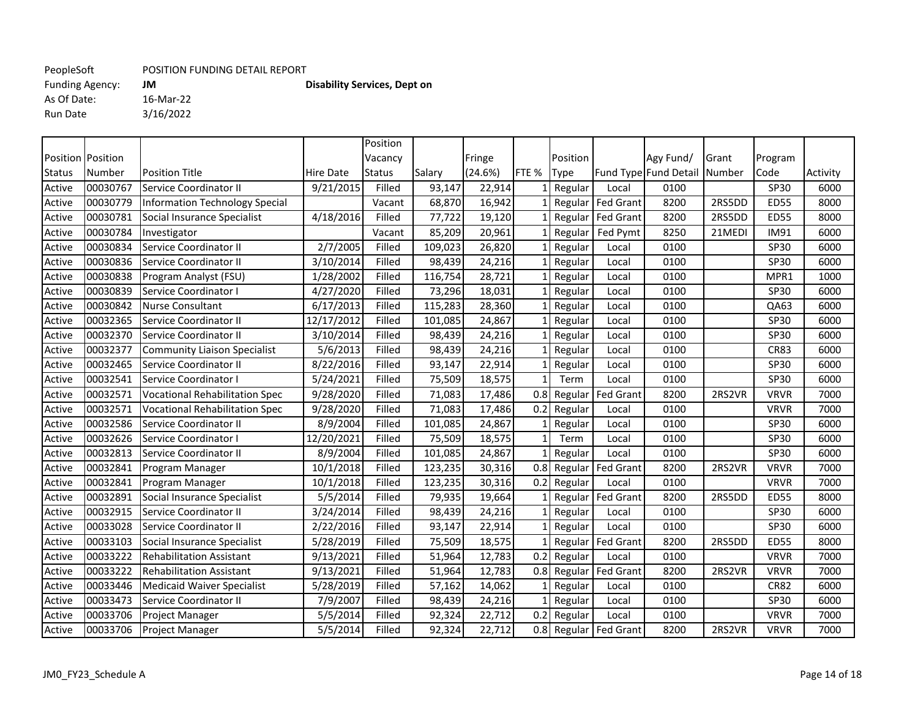PeopleSoft POSITION FUNDING DETAIL REPORT

Funding Agency: **JM** **Disability Services, Dept on**

As Of Date: 16-Mar-22

Run Date 3/16/2022

| Position Status | Position Number | Position Title | Hire Date | Position Vacancy Status | Salary | Fringe (24.6%) | FTE % | Position Type | Fund Type | Agy Fund/ Fund Detail | Grant Number | Program Code | Activity |
|---|---|---|---|---|---|---|---|---|---|---|---|---|---|
| Active | 00030767 | Service Coordinator II | 9/21/2015 | Filled | 93,147 | 22,914 | 1 | Regular | Local | 0100 | | SP30 | 6000 |
| Active | 00030779 | Information Technology Special | | Vacant | 68,870 | 16,942 | 1 | Regular | Fed Grant | 8200 | 2RS5DD | ED55 | 8000 |
| Active | 00030781 | Social Insurance Specialist | 4/18/2016 | Filled | 77,722 | 19,120 | 1 | Regular | Fed Grant | 8200 | 2RS5DD | ED55 | 8000 |
| Active | 00030784 | Investigator | | Vacant | 85,209 | 20,961 | 1 | Regular | Fed Pymt | 8250 | 21MEDI | IM91 | 6000 |
| Active | 00030834 | Service Coordinator II | 2/7/2005 | Filled | 109,023 | 26,820 | 1 | Regular | Local | 0100 | | SP30 | 6000 |
| Active | 00030836 | Service Coordinator II | 3/10/2014 | Filled | 98,439 | 24,216 | 1 | Regular | Local | 0100 | | SP30 | 6000 |
| Active | 00030838 | Program Analyst (FSU) | 1/28/2002 | Filled | 116,754 | 28,721 | 1 | Regular | Local | 0100 | | MPR1 | 1000 |
| Active | 00030839 | Service Coordinator I | 4/27/2020 | Filled | 73,296 | 18,031 | 1 | Regular | Local | 0100 | | SP30 | 6000 |
| Active | 00030842 | Nurse Consultant | 6/17/2013 | Filled | 115,283 | 28,360 | 1 | Regular | Local | 0100 | | QA63 | 6000 |
| Active | 00032365 | Service Coordinator II | 12/17/2012 | Filled | 101,085 | 24,867 | 1 | Regular | Local | 0100 | | SP30 | 6000 |
| Active | 00032370 | Service Coordinator II | 3/10/2014 | Filled | 98,439 | 24,216 | 1 | Regular | Local | 0100 | | SP30 | 6000 |
| Active | 00032377 | Community Liaison Specialist | 5/6/2013 | Filled | 98,439 | 24,216 | 1 | Regular | Local | 0100 | | CR83 | 6000 |
| Active | 00032465 | Service Coordinator II | 8/22/2016 | Filled | 93,147 | 22,914 | 1 | Regular | Local | 0100 | | SP30 | 6000 |
| Active | 00032541 | Service Coordinator I | 5/24/2021 | Filled | 75,509 | 18,575 | 1 | Term | Local | 0100 | | SP30 | 6000 |
| Active | 00032571 | Vocational Rehabilitation Spec | 9/28/2020 | Filled | 71,083 | 17,486 | 0.8 | Regular | Fed Grant | 8200 | 2RS2VR | VRVR | 7000 |
| Active | 00032571 | Vocational Rehabilitation Spec | 9/28/2020 | Filled | 71,083 | 17,486 | 0.2 | Regular | Local | 0100 | | VRVR | 7000 |
| Active | 00032586 | Service Coordinator II | 8/9/2004 | Filled | 101,085 | 24,867 | 1 | Regular | Local | 0100 | | SP30 | 6000 |
| Active | 00032626 | Service Coordinator I | 12/20/2021 | Filled | 75,509 | 18,575 | 1 | Term | Local | 0100 | | SP30 | 6000 |
| Active | 00032813 | Service Coordinator II | 8/9/2004 | Filled | 101,085 | 24,867 | 1 | Regular | Local | 0100 | | SP30 | 6000 |
| Active | 00032841 | Program Manager | 10/1/2018 | Filled | 123,235 | 30,316 | 0.8 | Regular | Fed Grant | 8200 | 2RS2VR | VRVR | 7000 |
| Active | 00032841 | Program Manager | 10/1/2018 | Filled | 123,235 | 30,316 | 0.2 | Regular | Local | 0100 | | VRVR | 7000 |
| Active | 00032891 | Social Insurance Specialist | 5/5/2014 | Filled | 79,935 | 19,664 | 1 | Regular | Fed Grant | 8200 | 2RS5DD | ED55 | 8000 |
| Active | 00032915 | Service Coordinator II | 3/24/2014 | Filled | 98,439 | 24,216 | 1 | Regular | Local | 0100 | | SP30 | 6000 |
| Active | 00033028 | Service Coordinator II | 2/22/2016 | Filled | 93,147 | 22,914 | 1 | Regular | Local | 0100 | | SP30 | 6000 |
| Active | 00033103 | Social Insurance Specialist | 5/28/2019 | Filled | 75,509 | 18,575 | 1 | Regular | Fed Grant | 8200 | 2RS5DD | ED55 | 8000 |
| Active | 00033222 | Rehabilitation Assistant | 9/13/2021 | Filled | 51,964 | 12,783 | 0.2 | Regular | Local | 0100 | | VRVR | 7000 |
| Active | 00033222 | Rehabilitation Assistant | 9/13/2021 | Filled | 51,964 | 12,783 | 0.8 | Regular | Fed Grant | 8200 | 2RS2VR | VRVR | 7000 |
| Active | 00033446 | Medicaid Waiver Specialist | 5/28/2019 | Filled | 57,162 | 14,062 | 1 | Regular | Local | 0100 | | CR82 | 6000 |
| Active | 00033473 | Service Coordinator II | 7/9/2007 | Filled | 98,439 | 24,216 | 1 | Regular | Local | 0100 | | SP30 | 6000 |
| Active | 00033706 | Project Manager | 5/5/2014 | Filled | 92,324 | 22,712 | 0.2 | Regular | Local | 0100 | | VRVR | 7000 |
| Active | 00033706 | Project Manager | 5/5/2014 | Filled | 92,324 | 22,712 | 0.8 | Regular | Fed Grant | 8200 | 2RS2VR | VRVR | 7000 |

JM0_FY23_Schedule A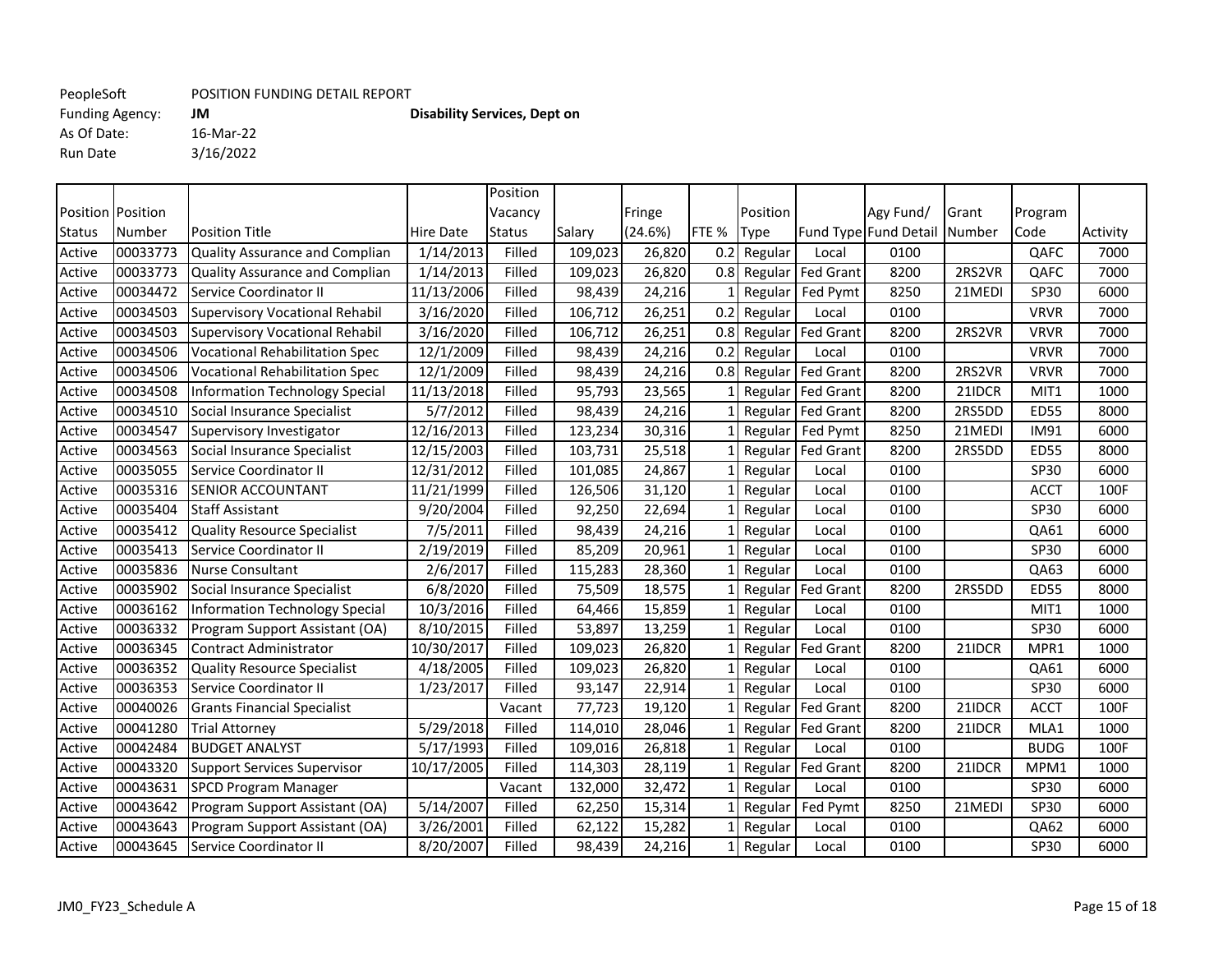PeopleSoft POSITION FUNDING DETAIL REPORT
Funding Agency: **JM** **Disability Services, Dept on**
As Of Date: 16-Mar-22
Run Date 3/16/2022

| Position Status | Position Number | Position Title | Hire Date | Position Vacancy Status | Salary | Fringe (24.6%) | FTE % | Position Type | Fund Type | Agy Fund/ Fund Detail | Grant Number | Program Code | Activity |
|---|---|---|---|---|---|---|---|---|---|---|---|---|---|
| Active | 00033773 | Quality Assurance and Complian | 1/14/2013 | Filled | 109,023 | 26,820 | 0.2 | Regular | Local | 0100 | | QAFC | 7000 |
| Active | 00033773 | Quality Assurance and Complian | 1/14/2013 | Filled | 109,023 | 26,820 | 0.8 | Regular | Fed Grant | 8200 | 2RS2VR | QAFC | 7000 |
| Active | 00034472 | Service Coordinator II | 11/13/2006 | Filled | 98,439 | 24,216 | 1 | Regular | Fed Pymt | 8250 | 21MEDI | SP30 | 6000 |
| Active | 00034503 | Supervisory Vocational Rehabil | 3/16/2020 | Filled | 106,712 | 26,251 | 0.2 | Regular | Local | 0100 | | VRVR | 7000 |
| Active | 00034503 | Supervisory Vocational Rehabil | 3/16/2020 | Filled | 106,712 | 26,251 | 0.8 | Regular | Fed Grant | 8200 | 2RS2VR | VRVR | 7000 |
| Active | 00034506 | Vocational Rehabilitation Spec | 12/1/2009 | Filled | 98,439 | 24,216 | 0.2 | Regular | Local | 0100 | | VRVR | 7000 |
| Active | 00034506 | Vocational Rehabilitation Spec | 12/1/2009 | Filled | 98,439 | 24,216 | 0.8 | Regular | Fed Grant | 8200 | 2RS2VR | VRVR | 7000 |
| Active | 00034508 | Information Technology Special | 11/13/2018 | Filled | 95,793 | 23,565 | 1 | Regular | Fed Grant | 8200 | 21IDCR | MIT1 | 1000 |
| Active | 00034510 | Social Insurance Specialist | 5/7/2012 | Filled | 98,439 | 24,216 | 1 | Regular | Fed Grant | 8200 | 2RS5DD | ED55 | 8000 |
| Active | 00034547 | Supervisory Investigator | 12/16/2013 | Filled | 123,234 | 30,316 | 1 | Regular | Fed Pymt | 8250 | 21MEDI | IM91 | 6000 |
| Active | 00034563 | Social Insurance Specialist | 12/15/2003 | Filled | 103,731 | 25,518 | 1 | Regular | Fed Grant | 8200 | 2RS5DD | ED55 | 8000 |
| Active | 00035055 | Service Coordinator II | 12/31/2012 | Filled | 101,085 | 24,867 | 1 | Regular | Local | 0100 | | SP30 | 6000 |
| Active | 00035316 | SENIOR ACCOUNTANT | 11/21/1999 | Filled | 126,506 | 31,120 | 1 | Regular | Local | 0100 | | ACCT | 100F |
| Active | 00035404 | Staff Assistant | 9/20/2004 | Filled | 92,250 | 22,694 | 1 | Regular | Local | 0100 | | SP30 | 6000 |
| Active | 00035412 | Quality Resource Specialist | 7/5/2011 | Filled | 98,439 | 24,216 | 1 | Regular | Local | 0100 | | QA61 | 6000 |
| Active | 00035413 | Service Coordinator II | 2/19/2019 | Filled | 85,209 | 20,961 | 1 | Regular | Local | 0100 | | SP30 | 6000 |
| Active | 00035836 | Nurse Consultant | 2/6/2017 | Filled | 115,283 | 28,360 | 1 | Regular | Local | 0100 | | QA63 | 6000 |
| Active | 00035902 | Social Insurance Specialist | 6/8/2020 | Filled | 75,509 | 18,575 | 1 | Regular | Fed Grant | 8200 | 2RS5DD | ED55 | 8000 |
| Active | 00036162 | Information Technology Special | 10/3/2016 | Filled | 64,466 | 15,859 | 1 | Regular | Local | 0100 | | MIT1 | 1000 |
| Active | 00036332 | Program Support Assistant (OA) | 8/10/2015 | Filled | 53,897 | 13,259 | 1 | Regular | Local | 0100 | | SP30 | 6000 |
| Active | 00036345 | Contract Administrator | 10/30/2017 | Filled | 109,023 | 26,820 | 1 | Regular | Fed Grant | 8200 | 21IDCR | MPR1 | 1000 |
| Active | 00036352 | Quality Resource Specialist | 4/18/2005 | Filled | 109,023 | 26,820 | 1 | Regular | Local | 0100 | | QA61 | 6000 |
| Active | 00036353 | Service Coordinator II | 1/23/2017 | Filled | 93,147 | 22,914 | 1 | Regular | Local | 0100 | | SP30 | 6000 |
| Active | 00040026 | Grants Financial Specialist | | Vacant | 77,723 | 19,120 | 1 | Regular | Fed Grant | 8200 | 21IDCR | ACCT | 100F |
| Active | 00041280 | Trial Attorney | 5/29/2018 | Filled | 114,010 | 28,046 | 1 | Regular | Fed Grant | 8200 | 21IDCR | MLA1 | 1000 |
| Active | 00042484 | BUDGET ANALYST | 5/17/1993 | Filled | 109,016 | 26,818 | 1 | Regular | Local | 0100 | | BUDG | 100F |
| Active | 00043320 | Support Services Supervisor | 10/17/2005 | Filled | 114,303 | 28,119 | 1 | Regular | Fed Grant | 8200 | 21IDCR | MPM1 | 1000 |
| Active | 00043631 | SPCD Program Manager | | Vacant | 132,000 | 32,472 | 1 | Regular | Local | 0100 | | SP30 | 6000 |
| Active | 00043642 | Program Support Assistant (OA) | 5/14/2007 | Filled | 62,250 | 15,314 | 1 | Regular | Fed Pymt | 8250 | 21MEDI | SP30 | 6000 |
| Active | 00043643 | Program Support Assistant (OA) | 3/26/2001 | Filled | 62,122 | 15,282 | 1 | Regular | Local | 0100 | | QA62 | 6000 |
| Active | 00043645 | Service Coordinator II | 8/20/2007 | Filled | 98,439 | 24,216 | 1 | Regular | Local | 0100 | | SP30 | 6000 |

JM0_FY23_Schedule A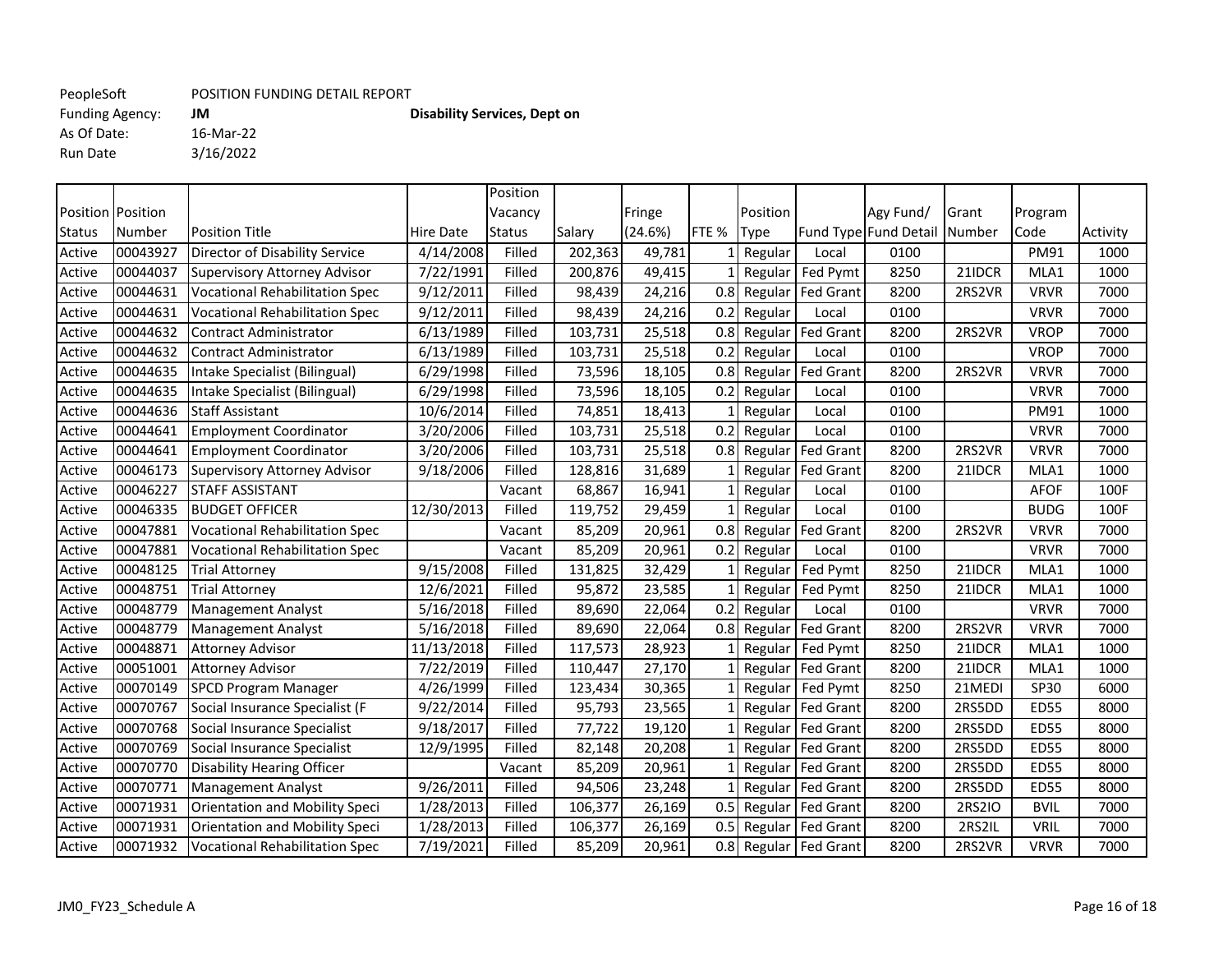PeopleSoft POSITION FUNDING DETAIL REPORT
Funding Agency: **JM** **Disability Services, Dept on**
As Of Date: 16-Mar-22
Run Date 3/16/2022

| Position Status | Position Number | Position Title | Hire Date | Position Vacancy Status | Salary | Fringe (24.6%) | FTE % | Position Type | Fund Type | Agy Fund/ Fund Detail | Grant Number | Program Code | Activity |
|---|---|---|---|---|---|---|---|---|---|---|---|---|---|
| Active | 00043927 | Director of Disability Service | 4/14/2008 | Filled | 202,363 | 49,781 | 1 | Regular | Local | 0100 | | PM91 | 1000 |
| Active | 00044037 | Supervisory Attorney Advisor | 7/22/1991 | Filled | 200,876 | 49,415 | 1 | Regular | Fed Pymt | 8250 | 21IDCR | MLA1 | 1000 |
| Active | 00044631 | Vocational Rehabilitation Spec | 9/12/2011 | Filled | 98,439 | 24,216 | 0.8 | Regular | Fed Grant | 8200 | 2RS2VR | VRVR | 7000 |
| Active | 00044631 | Vocational Rehabilitation Spec | 9/12/2011 | Filled | 98,439 | 24,216 | 0.2 | Regular | Local | 0100 | | VRVR | 7000 |
| Active | 00044632 | Contract Administrator | 6/13/1989 | Filled | 103,731 | 25,518 | 0.8 | Regular | Fed Grant | 8200 | 2RS2VR | VROP | 7000 |
| Active | 00044632 | Contract Administrator | 6/13/1989 | Filled | 103,731 | 25,518 | 0.2 | Regular | Local | 0100 | | VROP | 7000 |
| Active | 00044635 | Intake Specialist (Bilingual) | 6/29/1998 | Filled | 73,596 | 18,105 | 0.8 | Regular | Fed Grant | 8200 | 2RS2VR | VRVR | 7000 |
| Active | 00044635 | Intake Specialist (Bilingual) | 6/29/1998 | Filled | 73,596 | 18,105 | 0.2 | Regular | Local | 0100 | | VRVR | 7000 |
| Active | 00044636 | Staff Assistant | 10/6/2014 | Filled | 74,851 | 18,413 | 1 | Regular | Local | 0100 | | PM91 | 1000 |
| Active | 00044641 | Employment Coordinator | 3/20/2006 | Filled | 103,731 | 25,518 | 0.2 | Regular | Local | 0100 | | VRVR | 7000 |
| Active | 00044641 | Employment Coordinator | 3/20/2006 | Filled | 103,731 | 25,518 | 0.8 | Regular | Fed Grant | 8200 | 2RS2VR | VRVR | 7000 |
| Active | 00046173 | Supervisory Attorney Advisor | 9/18/2006 | Filled | 128,816 | 31,689 | 1 | Regular | Fed Grant | 8200 | 21IDCR | MLA1 | 1000 |
| Active | 00046227 | STAFF ASSISTANT | | Vacant | 68,867 | 16,941 | 1 | Regular | Local | 0100 | | AFOF | 100F |
| Active | 00046335 | BUDGET OFFICER | 12/30/2013 | Filled | 119,752 | 29,459 | 1 | Regular | Local | 0100 | | BUDG | 100F |
| Active | 00047881 | Vocational Rehabilitation Spec | | Vacant | 85,209 | 20,961 | 0.8 | Regular | Fed Grant | 8200 | 2RS2VR | VRVR | 7000 |
| Active | 00047881 | Vocational Rehabilitation Spec | | Vacant | 85,209 | 20,961 | 0.2 | Regular | Local | 0100 | | VRVR | 7000 |
| Active | 00048125 | Trial Attorney | 9/15/2008 | Filled | 131,825 | 32,429 | 1 | Regular | Fed Pymt | 8250 | 21IDCR | MLA1 | 1000 |
| Active | 00048751 | Trial Attorney | 12/6/2021 | Filled | 95,872 | 23,585 | 1 | Regular | Fed Pymt | 8250 | 21IDCR | MLA1 | 1000 |
| Active | 00048779 | Management Analyst | 5/16/2018 | Filled | 89,690 | 22,064 | 0.2 | Regular | Local | 0100 | | VRVR | 7000 |
| Active | 00048779 | Management Analyst | 5/16/2018 | Filled | 89,690 | 22,064 | 0.8 | Regular | Fed Grant | 8200 | 2RS2VR | VRVR | 7000 |
| Active | 00048871 | Attorney Advisor | 11/13/2018 | Filled | 117,573 | 28,923 | 1 | Regular | Fed Pymt | 8250 | 21IDCR | MLA1 | 1000 |
| Active | 00051001 | Attorney Advisor | 7/22/2019 | Filled | 110,447 | 27,170 | 1 | Regular | Fed Grant | 8200 | 21IDCR | MLA1 | 1000 |
| Active | 00070149 | SPCD Program Manager | 4/26/1999 | Filled | 123,434 | 30,365 | 1 | Regular | Fed Pymt | 8250 | 21MEDI | SP30 | 6000 |
| Active | 00070767 | Social Insurance Specialist (F | 9/22/2014 | Filled | 95,793 | 23,565 | 1 | Regular | Fed Grant | 8200 | 2RS5DD | ED55 | 8000 |
| Active | 00070768 | Social Insurance Specialist | 9/18/2017 | Filled | 77,722 | 19,120 | 1 | Regular | Fed Grant | 8200 | 2RS5DD | ED55 | 8000 |
| Active | 00070769 | Social Insurance Specialist | 12/9/1995 | Filled | 82,148 | 20,208 | 1 | Regular | Fed Grant | 8200 | 2RS5DD | ED55 | 8000 |
| Active | 00070770 | Disability Hearing Officer | | Vacant | 85,209 | 20,961 | 1 | Regular | Fed Grant | 8200 | 2RS5DD | ED55 | 8000 |
| Active | 00070771 | Management Analyst | 9/26/2011 | Filled | 94,506 | 23,248 | 1 | Regular | Fed Grant | 8200 | 2RS5DD | ED55 | 8000 |
| Active | 00071931 | Orientation and Mobility Speci | 1/28/2013 | Filled | 106,377 | 26,169 | 0.5 | Regular | Fed Grant | 8200 | 2RS2IO | BVIL | 7000 |
| Active | 00071931 | Orientation and Mobility Speci | 1/28/2013 | Filled | 106,377 | 26,169 | 0.5 | Regular | Fed Grant | 8200 | 2RS2IL | VRIL | 7000 |
| Active | 00071932 | Vocational Rehabilitation Spec | 7/19/2021 | Filled | 85,209 | 20,961 | 0.8 | Regular | Fed Grant | 8200 | 2RS2VR | VRVR | 7000 |

JM0_FY23_Schedule A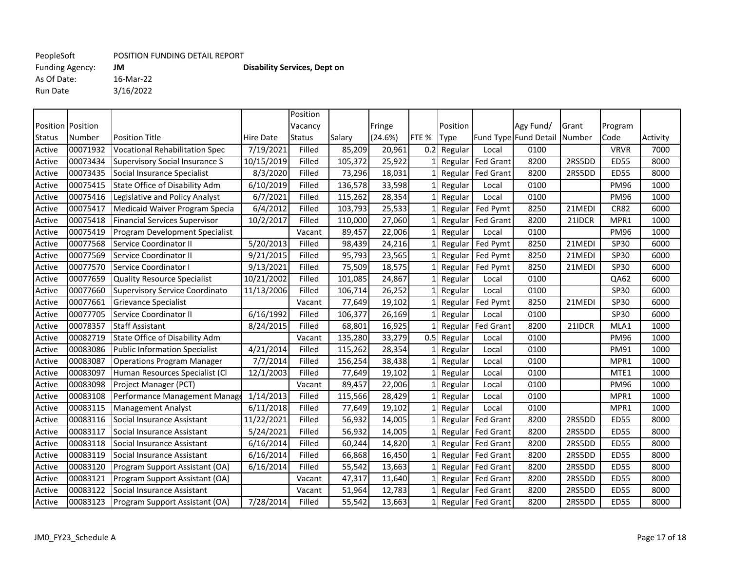PeopleSoft POSITION FUNDING DETAIL REPORT
Funding Agency: **JM** **Disability Services, Dept on**
As Of Date: 16-Mar-22
Run Date 3/16/2022

| Position Status | Position Number | Position Title | Hire Date | Position Vacancy Status | Salary | Fringe (24.6%) | FTE % | Position Type | Fund Type | Agy Fund/ Fund Detail | Grant Number | Program Code | Activity |
|---|---|---|---|---|---|---|---|---|---|---|---|---|---|
| Active | 00071932 | Vocational Rehabilitation Spec | 7/19/2021 | Filled | 85,209 | 20,961 | 0.2 | Regular | Local | 0100 | | VRVR | 7000 |
| Active | 00073434 | Supervisory Social Insurance S | 10/15/2019 | Filled | 105,372 | 25,922 | 1 | Regular | Fed Grant | 8200 | 2RS5DD | ED55 | 8000 |
| Active | 00073435 | Social Insurance Specialist | 8/3/2020 | Filled | 73,296 | 18,031 | 1 | Regular | Fed Grant | 8200 | 2RS5DD | ED55 | 8000 |
| Active | 00075415 | State Office of Disability Adm | 6/10/2019 | Filled | 136,578 | 33,598 | 1 | Regular | Local | 0100 | | PM96 | 1000 |
| Active | 00075416 | Legislative and Policy Analyst | 6/7/2021 | Filled | 115,262 | 28,354 | 1 | Regular | Local | 0100 | | PM96 | 1000 |
| Active | 00075417 | Medicaid Waiver Program Specia | 6/4/2012 | Filled | 103,793 | 25,533 | 1 | Regular | Fed Pymt | 8250 | 21MEDI | CR82 | 6000 |
| Active | 00075418 | Financial Services Supervisor | 10/2/2017 | Filled | 110,000 | 27,060 | 1 | Regular | Fed Grant | 8200 | 21IDCR | MPR1 | 1000 |
| Active | 00075419 | Program Development Specialist | | Vacant | 89,457 | 22,006 | 1 | Regular | Local | 0100 | | PM96 | 1000 |
| Active | 00077568 | Service Coordinator II | 5/20/2013 | Filled | 98,439 | 24,216 | 1 | Regular | Fed Pymt | 8250 | 21MEDI | SP30 | 6000 |
| Active | 00077569 | Service Coordinator II | 9/21/2015 | Filled | 95,793 | 23,565 | 1 | Regular | Fed Pymt | 8250 | 21MEDI | SP30 | 6000 |
| Active | 00077570 | Service Coordinator I | 9/13/2021 | Filled | 75,509 | 18,575 | 1 | Regular | Fed Pymt | 8250 | 21MEDI | SP30 | 6000 |
| Active | 00077659 | Quality Resource Specialist | 10/21/2002 | Filled | 101,085 | 24,867 | 1 | Regular | Local | 0100 | | QA62 | 6000 |
| Active | 00077660 | Supervisory Service Coordinato | 11/13/2006 | Filled | 106,714 | 26,252 | 1 | Regular | Local | 0100 | | SP30 | 6000 |
| Active | 00077661 | Grievance Specialist | | Vacant | 77,649 | 19,102 | 1 | Regular | Fed Pymt | 8250 | 21MEDI | SP30 | 6000 |
| Active | 00077705 | Service Coordinator II | 6/16/1992 | Filled | 106,377 | 26,169 | 1 | Regular | Local | 0100 | | SP30 | 6000 |
| Active | 00078357 | Staff Assistant | 8/24/2015 | Filled | 68,801 | 16,925 | 1 | Regular | Fed Grant | 8200 | 21IDCR | MLA1 | 1000 |
| Active | 00082719 | State Office of Disability Adm | | Vacant | 135,280 | 33,279 | 0.5 | Regular | Local | 0100 | | PM96 | 1000 |
| Active | 00083086 | Public Information Specialist | 4/21/2014 | Filled | 115,262 | 28,354 | 1 | Regular | Local | 0100 | | PM91 | 1000 |
| Active | 00083087 | Operations Program Manager | 7/7/2014 | Filled | 156,254 | 38,438 | 1 | Regular | Local | 0100 | | MPR1 | 1000 |
| Active | 00083097 | Human Resources Specialist (Cl | 12/1/2003 | Filled | 77,649 | 19,102 | 1 | Regular | Local | 0100 | | MTE1 | 1000 |
| Active | 00083098 | Project Manager (PCT) | | Vacant | 89,457 | 22,006 | 1 | Regular | Local | 0100 | | PM96 | 1000 |
| Active | 00083108 | Performance Management Manage | 1/14/2013 | Filled | 115,566 | 28,429 | 1 | Regular | Local | 0100 | | MPR1 | 1000 |
| Active | 00083115 | Management Analyst | 6/11/2018 | Filled | 77,649 | 19,102 | 1 | Regular | Local | 0100 | | MPR1 | 1000 |
| Active | 00083116 | Social Insurance Assistant | 11/22/2021 | Filled | 56,932 | 14,005 | 1 | Regular | Fed Grant | 8200 | 2RS5DD | ED55 | 8000 |
| Active | 00083117 | Social Insurance Assistant | 5/24/2021 | Filled | 56,932 | 14,005 | 1 | Regular | Fed Grant | 8200 | 2RS5DD | ED55 | 8000 |
| Active | 00083118 | Social Insurance Assistant | 6/16/2014 | Filled | 60,244 | 14,820 | 1 | Regular | Fed Grant | 8200 | 2RS5DD | ED55 | 8000 |
| Active | 00083119 | Social Insurance Assistant | 6/16/2014 | Filled | 66,868 | 16,450 | 1 | Regular | Fed Grant | 8200 | 2RS5DD | ED55 | 8000 |
| Active | 00083120 | Program Support Assistant (OA) | 6/16/2014 | Filled | 55,542 | 13,663 | 1 | Regular | Fed Grant | 8200 | 2RS5DD | ED55 | 8000 |
| Active | 00083121 | Program Support Assistant (OA) | | Vacant | 47,317 | 11,640 | 1 | Regular | Fed Grant | 8200 | 2RS5DD | ED55 | 8000 |
| Active | 00083122 | Social Insurance Assistant | | Vacant | 51,964 | 12,783 | 1 | Regular | Fed Grant | 8200 | 2RS5DD | ED55 | 8000 |
| Active | 00083123 | Program Support Assistant (OA) | 7/28/2014 | Filled | 55,542 | 13,663 | 1 | Regular | Fed Grant | 8200 | 2RS5DD | ED55 | 8000 |

JM0_FY23_Schedule A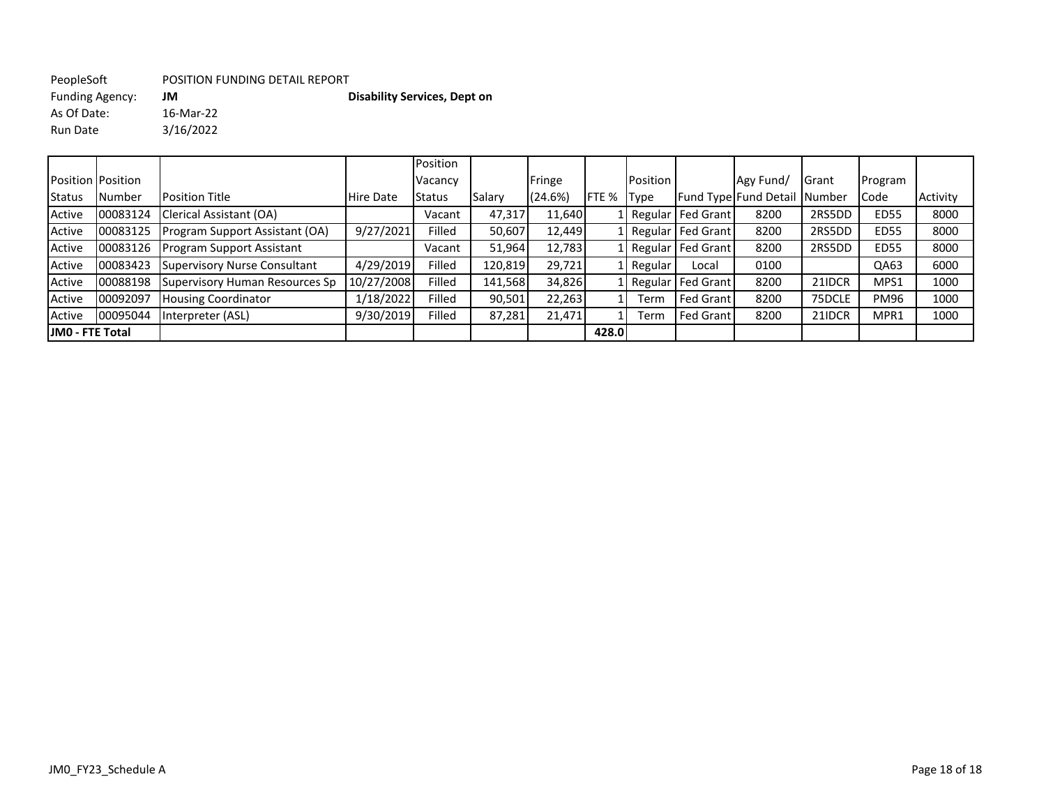PeopleSoft POSITION FUNDING DETAIL REPORT
Funding Agency: **JM** **Disability Services, Dept on**
As Of Date: 16-Mar-22
Run Date 3/16/2022

| Position Status | Position Number | Position Title | Hire Date | Position Vacancy Status | Salary | Fringe (24.6%) | FTE % | Position Type | Fund Type | Agy Fund/ Fund Detail | Grant Number | Program Code | Activity |
|---|---|---|---|---|---|---|---|---|---|---|---|---|---|
| Active | 00083124 | Clerical Assistant (OA) | | Vacant | 47,317 | 11,640 | 1 | Regular | Fed Grant | 8200 | 2RS5DD | ED55 | 8000 |
| Active | 00083125 | Program Support Assistant (OA) | 9/27/2021 | Filled | 50,607 | 12,449 | 1 | Regular | Fed Grant | 8200 | 2RS5DD | ED55 | 8000 |
| Active | 00083126 | Program Support Assistant | | Vacant | 51,964 | 12,783 | 1 | Regular | Fed Grant | 8200 | 2RS5DD | ED55 | 8000 |
| Active | 00083423 | Supervisory Nurse Consultant | 4/29/2019 | Filled | 120,819 | 29,721 | 1 | Regular | Local | 0100 | | QA63 | 6000 |
| Active | 00088198 | Supervisory Human Resources Sp | 10/27/2008 | Filled | 141,568 | 34,826 | 1 | Regular | Fed Grant | 8200 | 21IDCR | MPS1 | 1000 |
| Active | 00092097 | Housing Coordinator | 1/18/2022 | Filled | 90,501 | 22,263 | 1 | Term | Fed Grant | 8200 | 75DCLE | PM96 | 1000 |
| Active | 00095044 | Interpreter (ASL) | 9/30/2019 | Filled | 87,281 | 21,471 | 1 | Term | Fed Grant | 8200 | 21IDCR | MPR1 | 1000 |
| **JM0 - FTE Total** | | | | | | | **428.0** | | | | | | |

JM0_FY23_Schedule A